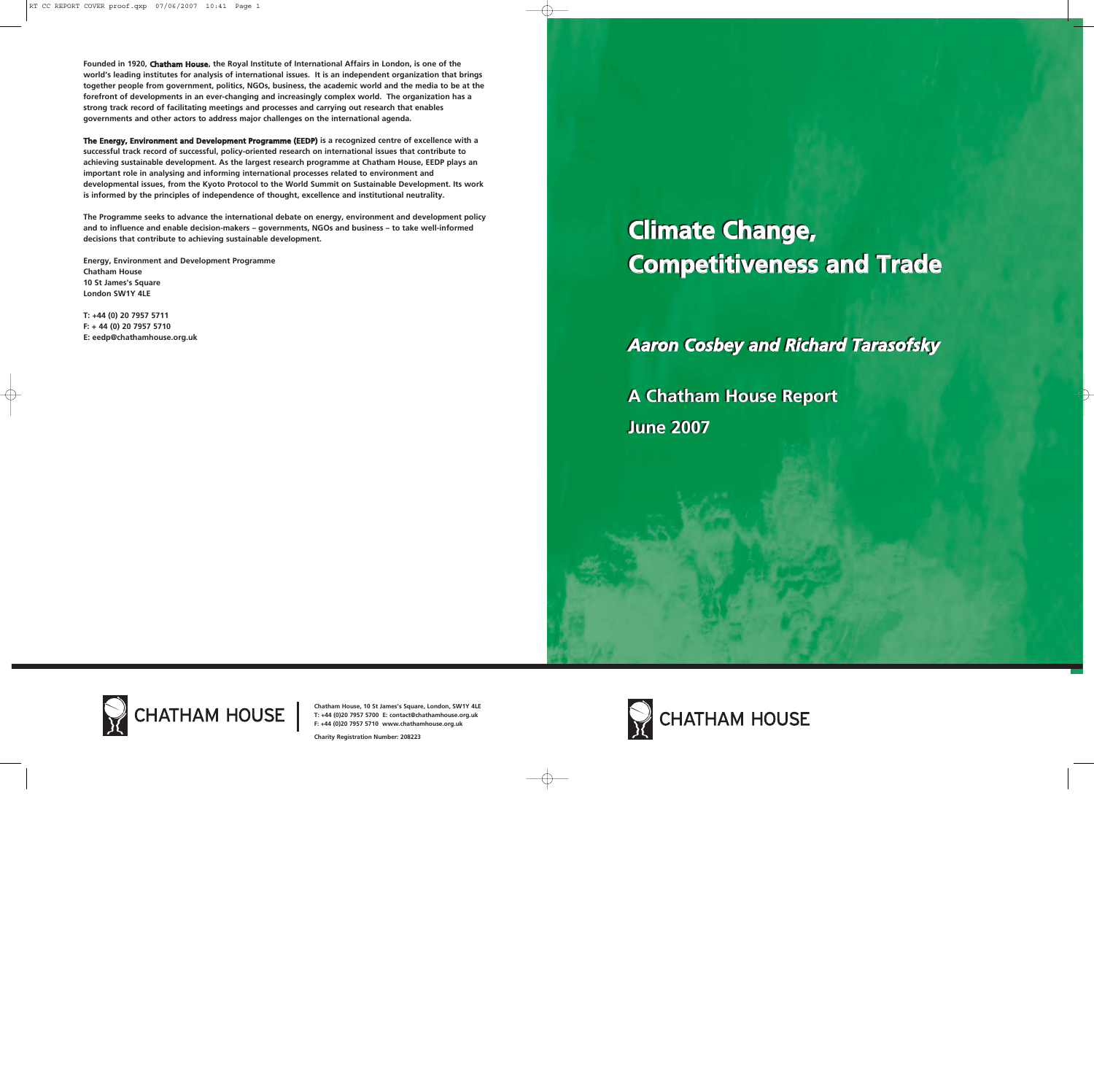# Climate Change, Competitiveness and Trade

*Aaron Cosbey and Richard Tarasofsky*

**A Chatham House Report**

**June 2007**

**Founded in 1920, Chatham House, the Royal Institute of International Affairs in London, is one of the world's leading institutes for analysis of international issues. It is an independent organization that brings together people from government, politics, NGOs, business, the academic world and the media to be at the forefront of developments in an ever-changing and increasingly complex world. The organization has a strong track record of facilitating meetings and processes and carrying out research that enables governments and other actors to address major challenges on the international agenda.**

**The Energy, Environment and Development Programme (EEDP) is a recognized centre of excellence with a successful track record of successful, policy-oriented research on international issues that contribute to achieving sustainable development. As the largest research programme at Chatham House, EEDP plays an important role in analysing and informing international processes related to environment and developmental issues, from the Kyoto Protocol to the World Summit on Sustainable Development. Its work is informed by the principles of independence of thought, excellence and institutional neutrality.**

**The Programme seeks to advance the international debate on energy, environment and development policy and to influence and enable decision-makers – governments, NGOs and business – to take well-informed decisions that contribute to achieving sustainable development.**

**Energy, Environment and Development Programme**
**Chatham House**
**10 St James's Square**
**London SW1Y 4LE**

**T: +44 (0) 20 7957 5711**
**F: + 44 (0) 20 7957 5710**
**E: eedp@chathamhouse.org.uk**

CHATHAM HOUSE

Chatham House, 10 St James's Square, London, SW1Y 4LE
T: +44 (0)20 7957 5700 E: contact@chathamhouse.org.uk
F: +44 (0)20 7957 5710 www.chathamhouse.org.uk

Charity Registration Number: 208223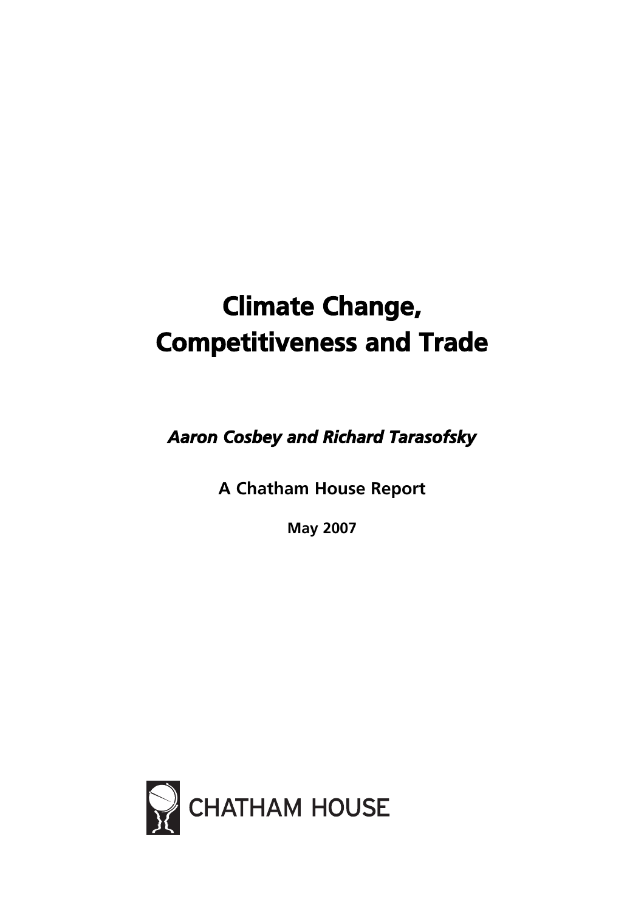# Climate Change, Competitiveness and Trade

***Aaron Cosbey and Richard Tarasofsky***

**A Chatham House Report**

**May 2007**

CHATHAM HOUSE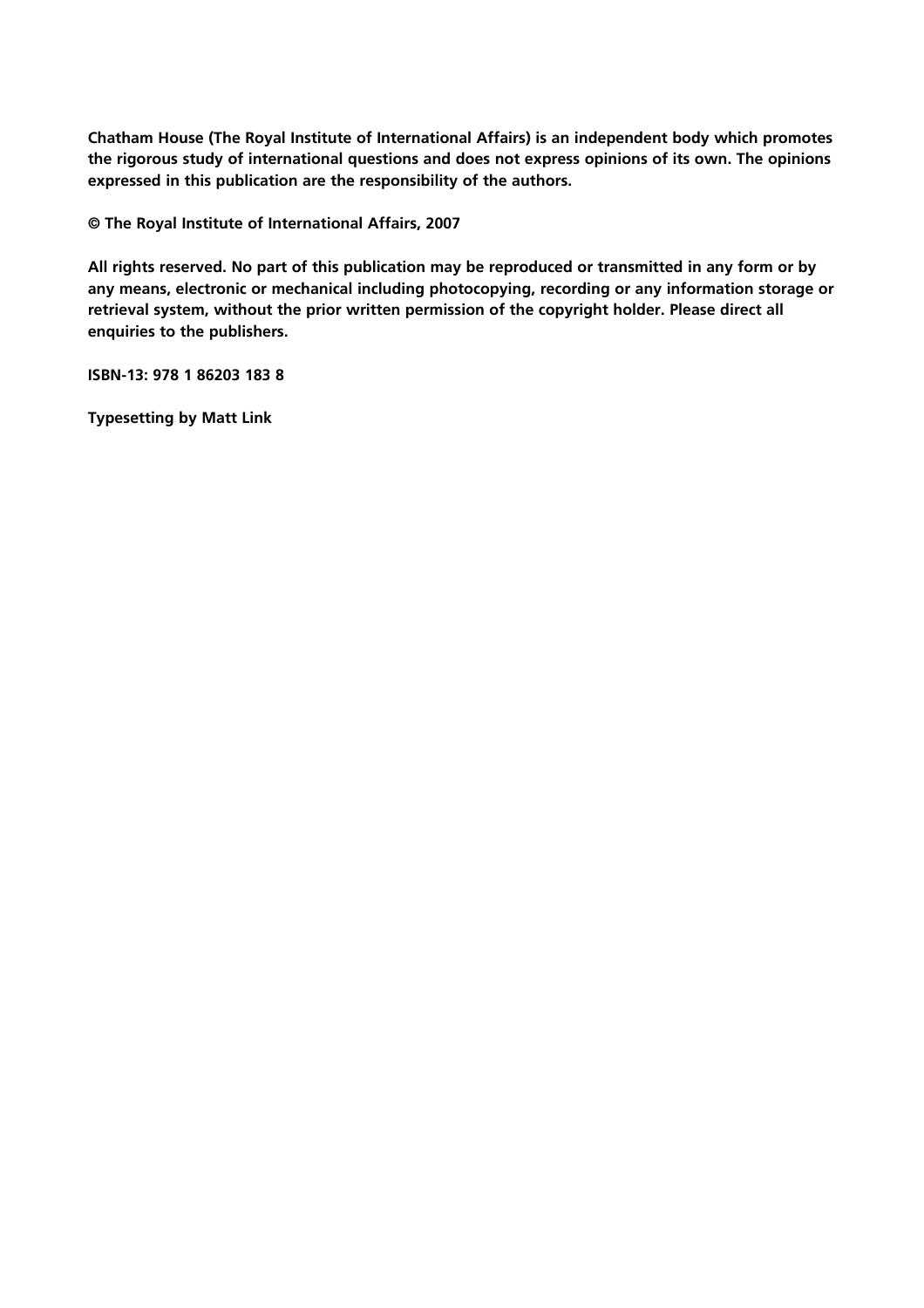**Chatham House (The Royal Institute of International Affairs) is an independent body which promotes the rigorous study of international questions and does not express opinions of its own. The opinions expressed in this publication are the responsibility of the authors.**

**© The Royal Institute of International Affairs, 2007**

**All rights reserved. No part of this publication may be reproduced or transmitted in any form or by any means, electronic or mechanical including photocopying, recording or any information storage or retrieval system, without the prior written permission of the copyright holder. Please direct all enquiries to the publishers.**

**ISBN-13: 978 1 86203 183 8**

**Typesetting by Matt Link**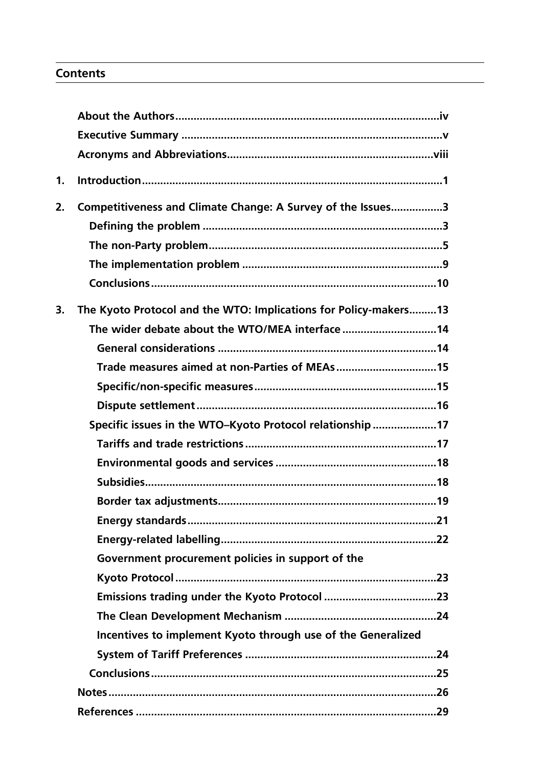## Contents

**About the Authors** .......... iv

**Executive Summary** .......... v

**Acronyms and Abbreviations** .......... viii

**1. Introduction** .......... 1

**2. Competitiveness and Climate Change: A Survey of the Issues** .......... 3

- **Defining the problem** .......... 3
- **The non-Party problem** .......... 5
- **The implementation problem** .......... 9
- **Conclusions** .......... 10

**3. The Kyoto Protocol and the WTO: Implications for Policy-makers** .......... 13

- **The wider debate about the WTO/MEA interface** .......... 14
  - **General considerations** .......... 14
  - **Trade measures aimed at non-Parties of MEAs** .......... 15
  - **Specific/non-specific measures** .......... 15
  - **Dispute settlement** .......... 16
- **Specific issues in the WTO–Kyoto Protocol relationship** .......... 17
  - **Tariffs and trade restrictions** .......... 17
  - **Environmental goods and services** .......... 18
  - **Subsidies** .......... 18
  - **Border tax adjustments** .......... 19
  - **Energy standards** .......... 21
  - **Energy-related labelling** .......... 22
  - **Government procurement policies in support of the Kyoto Protocol** .......... 23
  - **Emissions trading under the Kyoto Protocol** .......... 23
  - **The Clean Development Mechanism** .......... 24
  - **Incentives to implement Kyoto through use of the Generalized System of Tariff Preferences** .......... 24
- **Conclusions** .......... 25

**Notes** .......... 26

**References** .......... 29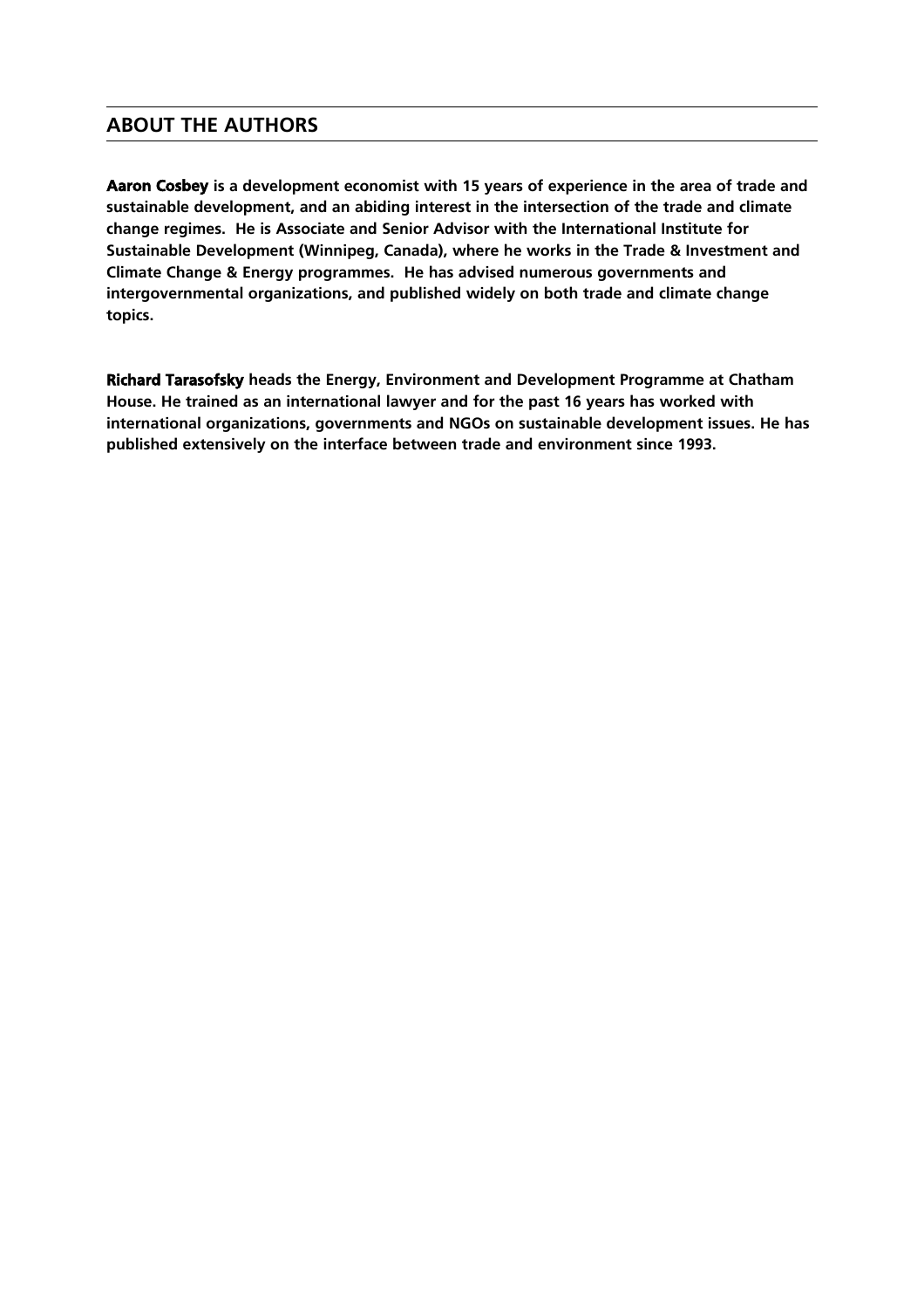## ABOUT THE AUTHORS

**Aaron Cosbey is a development economist with 15 years of experience in the area of trade and sustainable development, and an abiding interest in the intersection of the trade and climate change regimes. He is Associate and Senior Advisor with the International Institute for Sustainable Development (Winnipeg, Canada), where he works in the Trade & Investment and Climate Change & Energy programmes. He has advised numerous governments and intergovernmental organizations, and published widely on both trade and climate change topics.**

**Richard Tarasofsky heads the Energy, Environment and Development Programme at Chatham House. He trained as an international lawyer and for the past 16 years has worked with international organizations, governments and NGOs on sustainable development issues. He has published extensively on the interface between trade and environment since 1993.**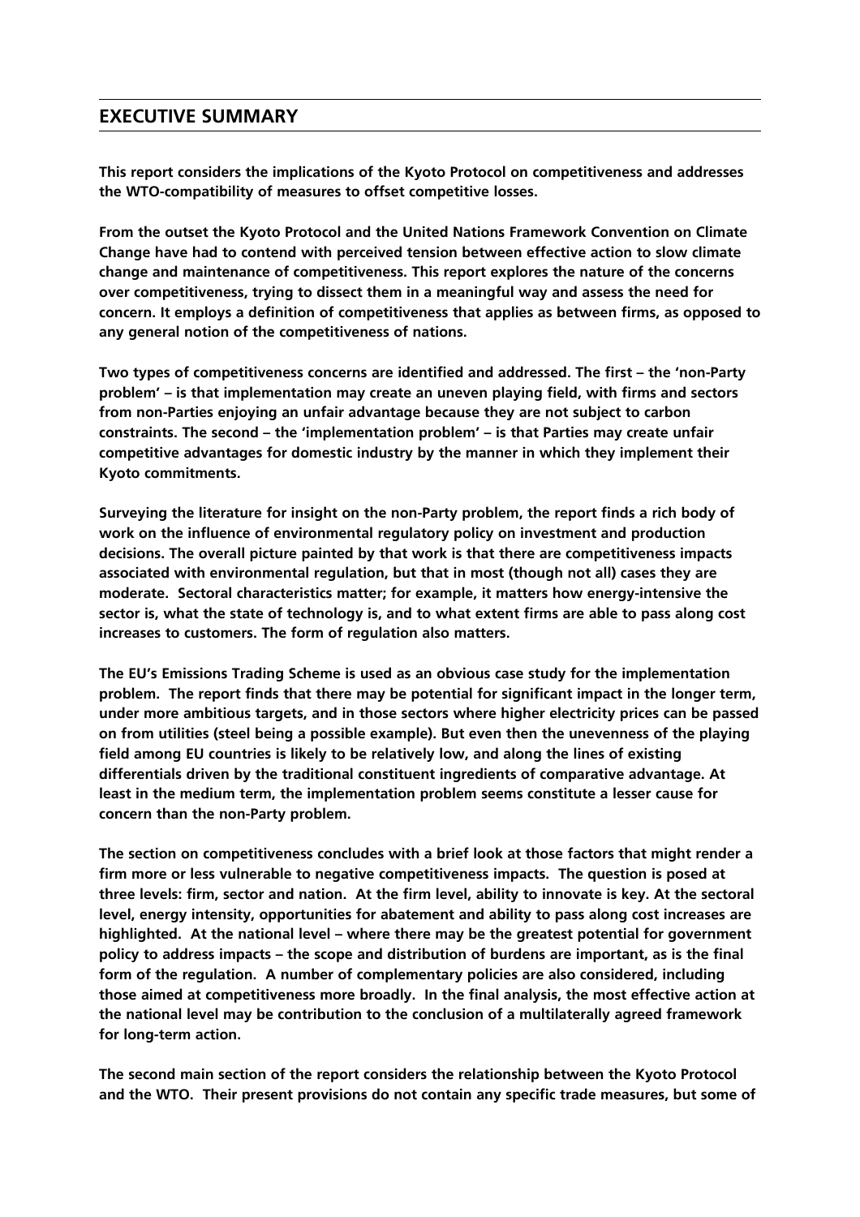## EXECUTIVE SUMMARY

**This report considers the implications of the Kyoto Protocol on competitiveness and addresses the WTO-compatibility of measures to offset competitive losses.**

**From the outset the Kyoto Protocol and the United Nations Framework Convention on Climate Change have had to contend with perceived tension between effective action to slow climate change and maintenance of competitiveness. This report explores the nature of the concerns over competitiveness, trying to dissect them in a meaningful way and assess the need for concern. It employs a definition of competitiveness that applies as between firms, as opposed to any general notion of the competitiveness of nations.**

**Two types of competitiveness concerns are identified and addressed. The first – the 'non-Party problem' – is that implementation may create an uneven playing field, with firms and sectors from non-Parties enjoying an unfair advantage because they are not subject to carbon constraints. The second – the 'implementation problem' – is that Parties may create unfair competitive advantages for domestic industry by the manner in which they implement their Kyoto commitments.**

**Surveying the literature for insight on the non-Party problem, the report finds a rich body of work on the influence of environmental regulatory policy on investment and production decisions. The overall picture painted by that work is that there are competitiveness impacts associated with environmental regulation, but that in most (though not all) cases they are moderate. Sectoral characteristics matter; for example, it matters how energy-intensive the sector is, what the state of technology is, and to what extent firms are able to pass along cost increases to customers. The form of regulation also matters.**

**The EU's Emissions Trading Scheme is used as an obvious case study for the implementation problem. The report finds that there may be potential for significant impact in the longer term, under more ambitious targets, and in those sectors where higher electricity prices can be passed on from utilities (steel being a possible example). But even then the unevenness of the playing field among EU countries is likely to be relatively low, and along the lines of existing differentials driven by the traditional constituent ingredients of comparative advantage. At least in the medium term, the implementation problem seems constitute a lesser cause for concern than the non-Party problem.**

**The section on competitiveness concludes with a brief look at those factors that might render a firm more or less vulnerable to negative competitiveness impacts. The question is posed at three levels: firm, sector and nation. At the firm level, ability to innovate is key. At the sectoral level, energy intensity, opportunities for abatement and ability to pass along cost increases are highlighted. At the national level – where there may be the greatest potential for government policy to address impacts – the scope and distribution of burdens are important, as is the final form of the regulation. A number of complementary policies are also considered, including those aimed at competitiveness more broadly. In the final analysis, the most effective action at the national level may be contribution to the conclusion of a multilaterally agreed framework for long-term action.**

**The second main section of the report considers the relationship between the Kyoto Protocol and the WTO. Their present provisions do not contain any specific trade measures, but some of**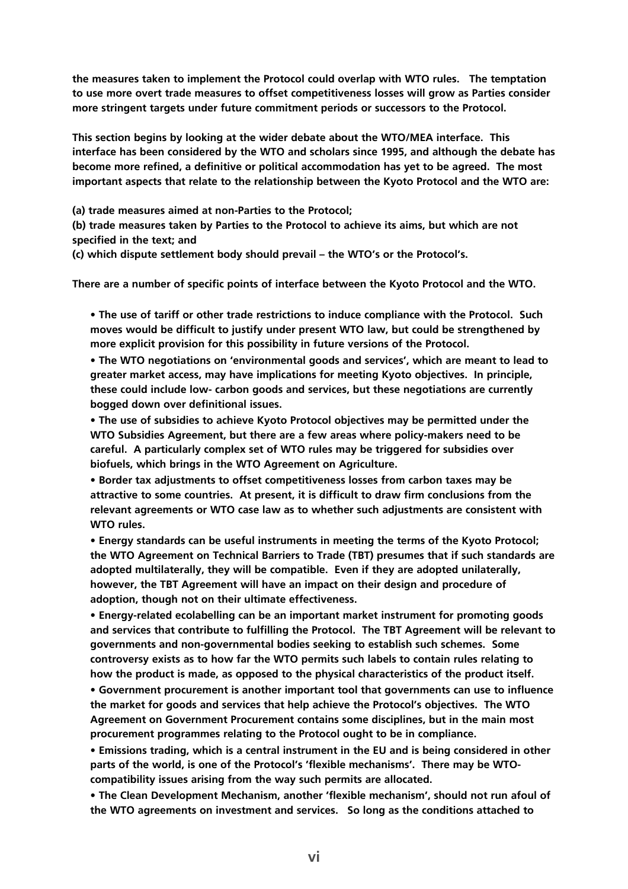**the measures taken to implement the Protocol could overlap with WTO rules. The temptation to use more overt trade measures to offset competitiveness losses will grow as Parties consider more stringent targets under future commitment periods or successors to the Protocol.**

**This section begins by looking at the wider debate about the WTO/MEA interface. This interface has been considered by the WTO and scholars since 1995, and although the debate has become more refined, a definitive or political accommodation has yet to be agreed. The most important aspects that relate to the relationship between the Kyoto Protocol and the WTO are:**

**(a) trade measures aimed at non-Parties to the Protocol;**
**(b) trade measures taken by Parties to the Protocol to achieve its aims, but which are not specified in the text; and**
**(c) which dispute settlement body should prevail – the WTO's or the Protocol's.**

**There are a number of specific points of interface between the Kyoto Protocol and the WTO.**

- **The use of tariff or other trade restrictions to induce compliance with the Protocol. Such moves would be difficult to justify under present WTO law, but could be strengthened by more explicit provision for this possibility in future versions of the Protocol.**
- **The WTO negotiations on 'environmental goods and services', which are meant to lead to greater market access, may have implications for meeting Kyoto objectives. In principle, these could include low- carbon goods and services, but these negotiations are currently bogged down over definitional issues.**
- **The use of subsidies to achieve Kyoto Protocol objectives may be permitted under the WTO Subsidies Agreement, but there are a few areas where policy-makers need to be careful. A particularly complex set of WTO rules may be triggered for subsidies over biofuels, which brings in the WTO Agreement on Agriculture.**
- **Border tax adjustments to offset competitiveness losses from carbon taxes may be attractive to some countries. At present, it is difficult to draw firm conclusions from the relevant agreements or WTO case law as to whether such adjustments are consistent with WTO rules.**
- **Energy standards can be useful instruments in meeting the terms of the Kyoto Protocol; the WTO Agreement on Technical Barriers to Trade (TBT) presumes that if such standards are adopted multilaterally, they will be compatible. Even if they are adopted unilaterally, however, the TBT Agreement will have an impact on their design and procedure of adoption, though not on their ultimate effectiveness.**
- **Energy-related ecolabelling can be an important market instrument for promoting goods and services that contribute to fulfilling the Protocol. The TBT Agreement will be relevant to governments and non-governmental bodies seeking to establish such schemes. Some controversy exists as to how far the WTO permits such labels to contain rules relating to how the product is made, as opposed to the physical characteristics of the product itself.**
- **Government procurement is another important tool that governments can use to influence the market for goods and services that help achieve the Protocol's objectives. The WTO Agreement on Government Procurement contains some disciplines, but in the main most procurement programmes relating to the Protocol ought to be in compliance.**
- **Emissions trading, which is a central instrument in the EU and is being considered in other parts of the world, is one of the Protocol's 'flexible mechanisms'. There may be WTO-compatibility issues arising from the way such permits are allocated.**
- **The Clean Development Mechanism, another 'flexible mechanism', should not run afoul of the WTO agreements on investment and services. So long as the conditions attached to**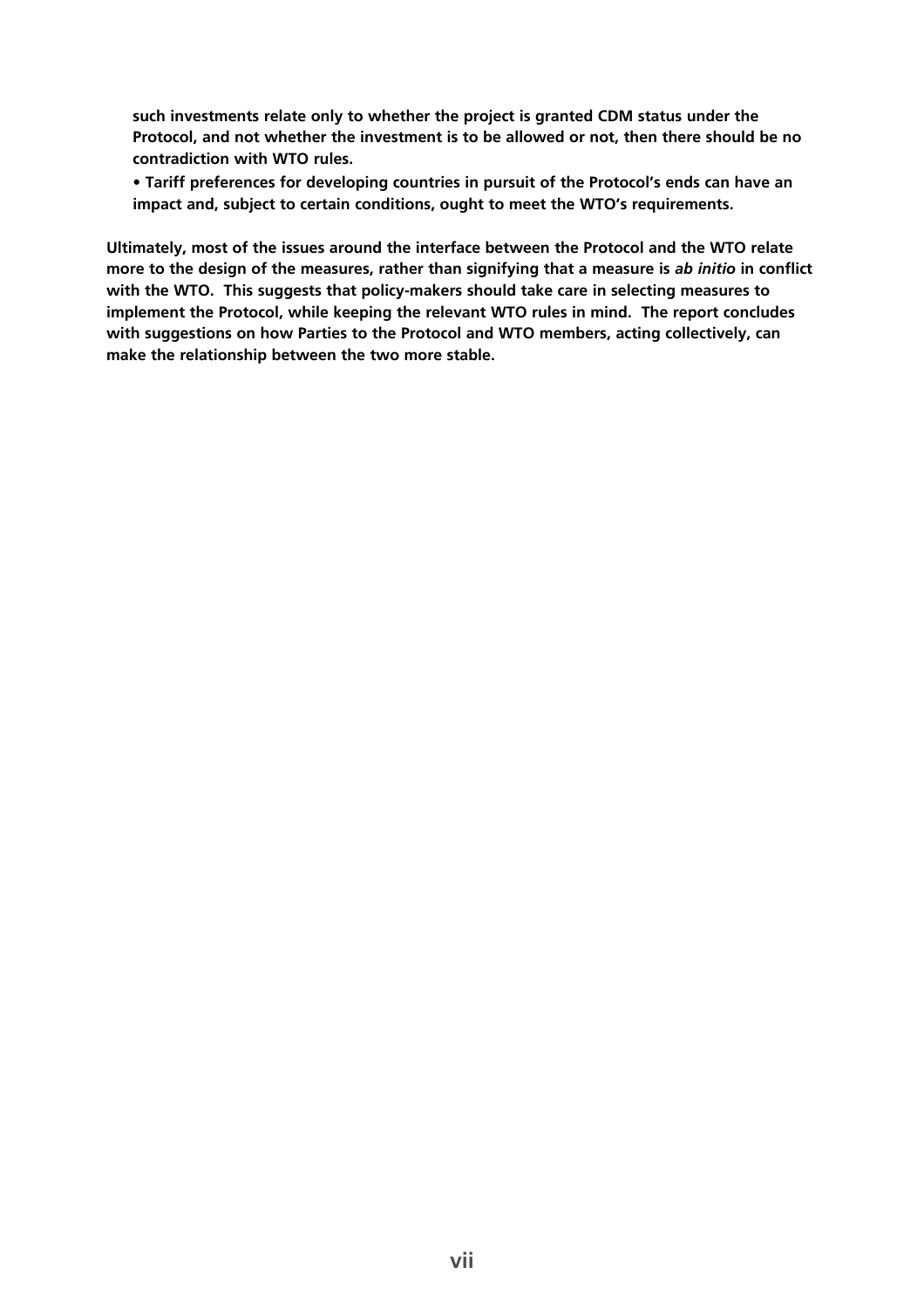**such investments relate only to whether the project is granted CDM status under the Protocol, and not whether the investment is to be allowed or not, then there should be no contradiction with WTO rules.**

- **Tariff preferences for developing countries in pursuit of the Protocol's ends can have an impact and, subject to certain conditions, ought to meet the WTO's requirements.**

**Ultimately, most of the issues around the interface between the Protocol and the WTO relate more to the design of the measures, rather than signifying that a measure is *ab initio* in conflict with the WTO. This suggests that policy-makers should take care in selecting measures to implement the Protocol, while keeping the relevant WTO rules in mind. The report concludes with suggestions on how Parties to the Protocol and WTO members, acting collectively, can make the relationship between the two more stable.**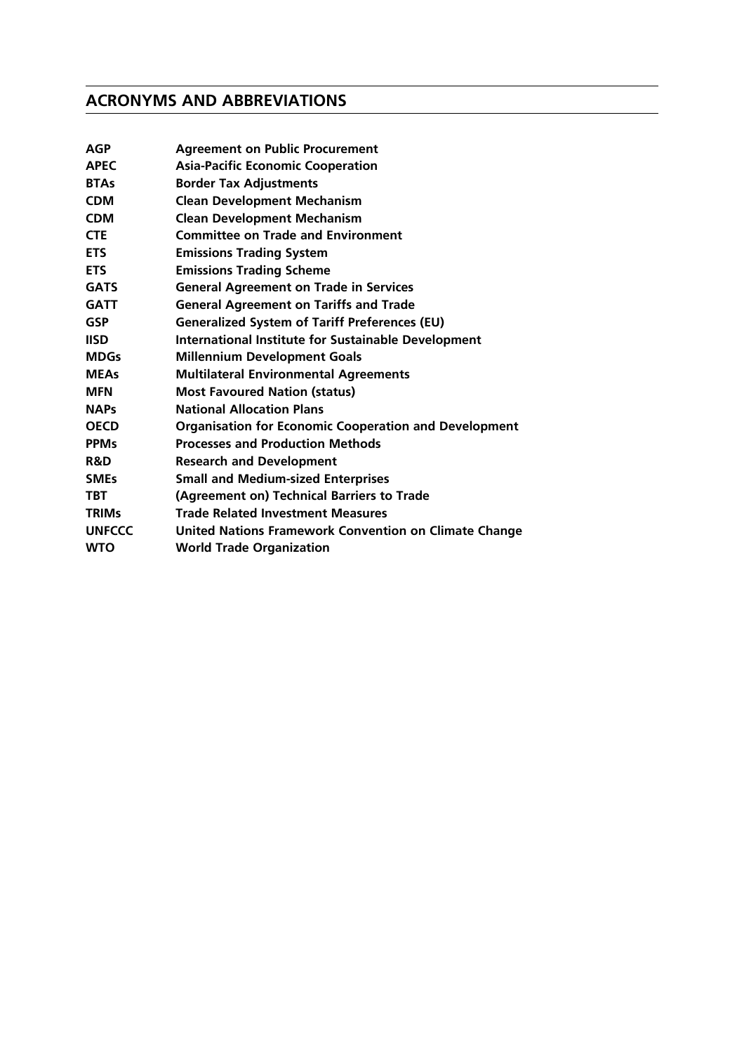## ACRONYMS AND ABBREVIATIONS

| | |
|---|---|
| **AGP** | **Agreement on Public Procurement** |
| **APEC** | **Asia-Pacific Economic Cooperation** |
| **BTAs** | **Border Tax Adjustments** |
| **CDM** | **Clean Development Mechanism** |
| **CDM** | **Clean Development Mechanism** |
| **CTE** | **Committee on Trade and Environment** |
| **ETS** | **Emissions Trading System** |
| **ETS** | **Emissions Trading Scheme** |
| **GATS** | **General Agreement on Trade in Services** |
| **GATT** | **General Agreement on Tariffs and Trade** |
| **GSP** | **Generalized System of Tariff Preferences (EU)** |
| **IISD** | **International Institute for Sustainable Development** |
| **MDGs** | **Millennium Development Goals** |
| **MEAs** | **Multilateral Environmental Agreements** |
| **MFN** | **Most Favoured Nation (status)** |
| **NAPs** | **National Allocation Plans** |
| **OECD** | **Organisation for Economic Cooperation and Development** |
| **PPMs** | **Processes and Production Methods** |
| **R&D** | **Research and Development** |
| **SMEs** | **Small and Medium-sized Enterprises** |
| **TBT** | **(Agreement on) Technical Barriers to Trade** |
| **TRIMs** | **Trade Related Investment Measures** |
| **UNFCCC** | **United Nations Framework Convention on Climate Change** |
| **WTO** | **World Trade Organization** |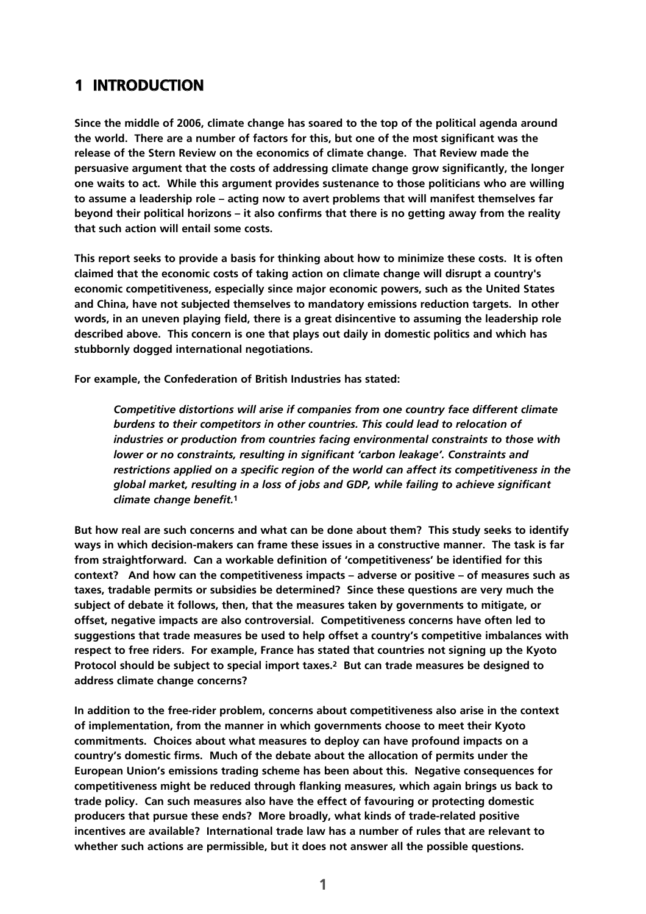# 1 INTRODUCTION

**Since the middle of 2006, climate change has soared to the top of the political agenda around the world. There are a number of factors for this, but one of the most significant was the release of the Stern Review on the economics of climate change. That Review made the persuasive argument that the costs of addressing climate change grow significantly, the longer one waits to act. While this argument provides sustenance to those politicians who are willing to assume a leadership role – acting now to avert problems that will manifest themselves far beyond their political horizons – it also confirms that there is no getting away from the reality that such action will entail some costs.**

**This report seeks to provide a basis for thinking about how to minimize these costs. It is often claimed that the economic costs of taking action on climate change will disrupt a country's economic competitiveness, especially since major economic powers, such as the United States and China, have not subjected themselves to mandatory emissions reduction targets. In other words, in an uneven playing field, there is a great disincentive to assuming the leadership role described above. This concern is one that plays out daily in domestic politics and which has stubbornly dogged international negotiations.**

**For example, the Confederation of British Industries has stated:**

> ***Competitive distortions will arise if companies from one country face different climate burdens to their competitors in other countries. This could lead to relocation of industries or production from countries facing environmental constraints to those with lower or no constraints, resulting in significant 'carbon leakage'. Constraints and restrictions applied on a specific region of the world can affect its competitiveness in the global market, resulting in a loss of jobs and GDP, while failing to achieve significant climate change benefit.*[1]**

**But how real are such concerns and what can be done about them? This study seeks to identify ways in which decision-makers can frame these issues in a constructive manner. The task is far from straightforward. Can a workable definition of 'competitiveness' be identified for this context? And how can the competitiveness impacts – adverse or positive – of measures such as taxes, tradable permits or subsidies be determined? Since these questions are very much the subject of debate it follows, then, that the measures taken by governments to mitigate, or offset, negative impacts are also controversial. Competitiveness concerns have often led to suggestions that trade measures be used to help offset a country's competitive imbalances with respect to free riders. For example, France has stated that countries not signing up the Kyoto Protocol should be subject to special import taxes.[2] But can trade measures be designed to address climate change concerns?**

**In addition to the free-rider problem, concerns about competitiveness also arise in the context of implementation, from the manner in which governments choose to meet their Kyoto commitments. Choices about what measures to deploy can have profound impacts on a country's domestic firms. Much of the debate about the allocation of permits under the European Union's emissions trading scheme has been about this. Negative consequences for competitiveness might be reduced through flanking measures, which again brings us back to trade policy. Can such measures also have the effect of favouring or protecting domestic producers that pursue these ends? More broadly, what kinds of trade-related positive incentives are available? International trade law has a number of rules that are relevant to whether such actions are permissible, but it does not answer all the possible questions.**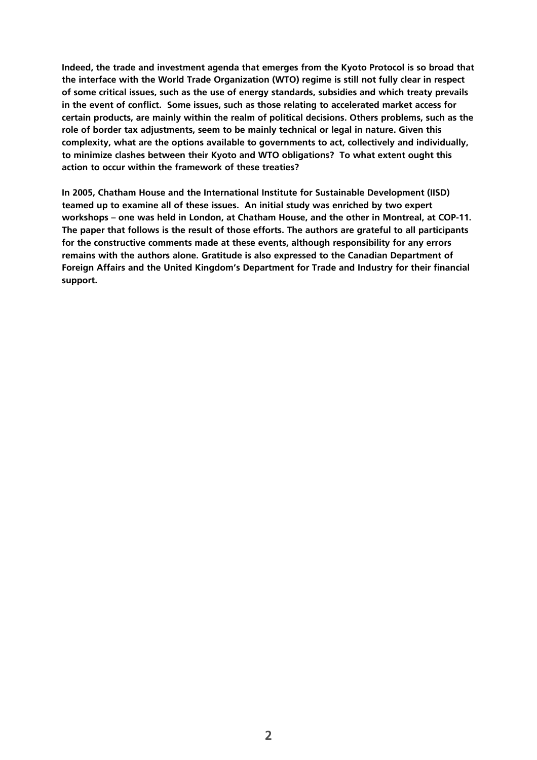**Indeed, the trade and investment agenda that emerges from the Kyoto Protocol is so broad that the interface with the World Trade Organization (WTO) regime is still not fully clear in respect of some critical issues, such as the use of energy standards, subsidies and which treaty prevails in the event of conflict. Some issues, such as those relating to accelerated market access for certain products, are mainly within the realm of political decisions. Others problems, such as the role of border tax adjustments, seem to be mainly technical or legal in nature. Given this complexity, what are the options available to governments to act, collectively and individually, to minimize clashes between their Kyoto and WTO obligations? To what extent ought this action to occur within the framework of these treaties?**

**In 2005, Chatham House and the International Institute for Sustainable Development (IISD) teamed up to examine all of these issues. An initial study was enriched by two expert workshops – one was held in London, at Chatham House, and the other in Montreal, at COP-11. The paper that follows is the result of those efforts. The authors are grateful to all participants for the constructive comments made at these events, although responsibility for any errors remains with the authors alone. Gratitude is also expressed to the Canadian Department of Foreign Affairs and the United Kingdom's Department for Trade and Industry for their financial support.**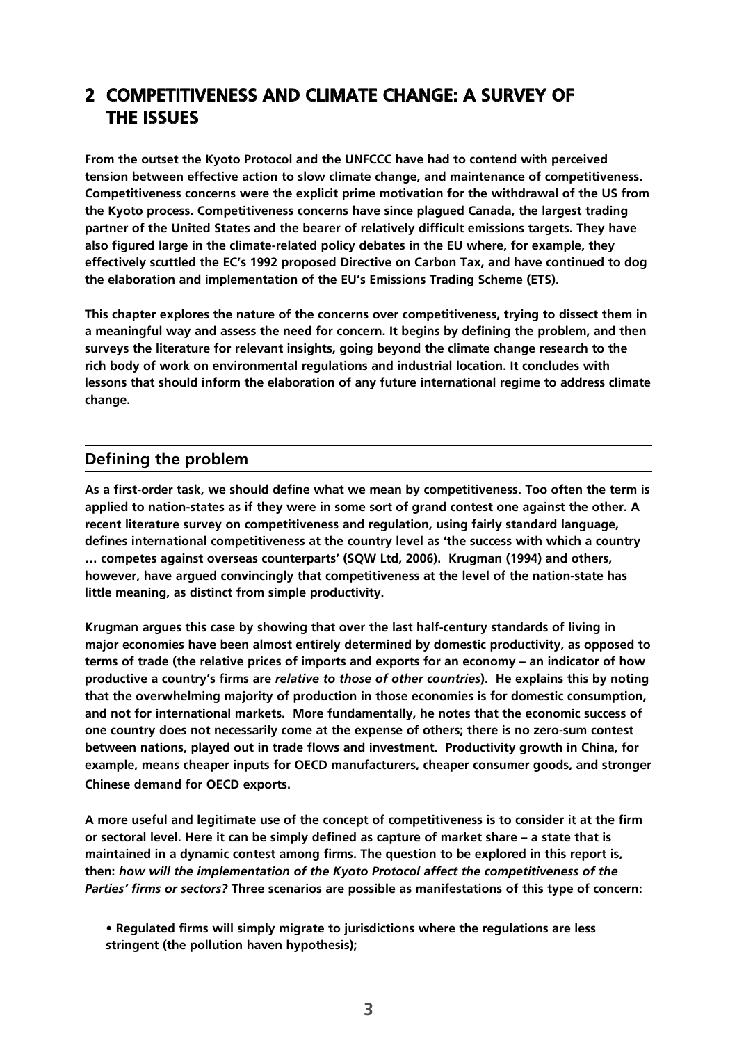# 2 COMPETITIVENESS AND CLIMATE CHANGE: A SURVEY OF THE ISSUES

**From the outset the Kyoto Protocol and the UNFCCC have had to contend with perceived tension between effective action to slow climate change, and maintenance of competitiveness. Competitiveness concerns were the explicit prime motivation for the withdrawal of the US from the Kyoto process. Competitiveness concerns have since plagued Canada, the largest trading partner of the United States and the bearer of relatively difficult emissions targets. They have also figured large in the climate-related policy debates in the EU where, for example, they effectively scuttled the EC's 1992 proposed Directive on Carbon Tax, and have continued to dog the elaboration and implementation of the EU's Emissions Trading Scheme (ETS).**

**This chapter explores the nature of the concerns over competitiveness, trying to dissect them in a meaningful way and assess the need for concern. It begins by defining the problem, and then surveys the literature for relevant insights, going beyond the climate change research to the rich body of work on environmental regulations and industrial location. It concludes with lessons that should inform the elaboration of any future international regime to address climate change.**

## Defining the problem

**As a first-order task, we should define what we mean by competitiveness. Too often the term is applied to nation-states as if they were in some sort of grand contest one against the other. A recent literature survey on competitiveness and regulation, using fairly standard language, defines international competitiveness at the country level as 'the success with which a country … competes against overseas counterparts' (SQW Ltd, 2006). Krugman (1994) and others, however, have argued convincingly that competitiveness at the level of the nation-state has little meaning, as distinct from simple productivity.**

**Krugman argues this case by showing that over the last half-century standards of living in major economies have been almost entirely determined by domestic productivity, as opposed to terms of trade (the relative prices of imports and exports for an economy – an indicator of how productive a country's firms are *relative to those of other countries*). He explains this by noting that the overwhelming majority of production in those economies is for domestic consumption, and not for international markets. More fundamentally, he notes that the economic success of one country does not necessarily come at the expense of others; there is no zero-sum contest between nations, played out in trade flows and investment. Productivity growth in China, for example, means cheaper inputs for OECD manufacturers, cheaper consumer goods, and stronger Chinese demand for OECD exports.**

**A more useful and legitimate use of the concept of competitiveness is to consider it at the firm or sectoral level. Here it can be simply defined as capture of market share – a state that is maintained in a dynamic contest among firms. The question to be explored in this report is, then: *how will the implementation of the Kyoto Protocol affect the competitiveness of the Parties' firms or sectors?* Three scenarios are possible as manifestations of this type of concern:**

- **Regulated firms will simply migrate to jurisdictions where the regulations are less stringent (the pollution haven hypothesis);**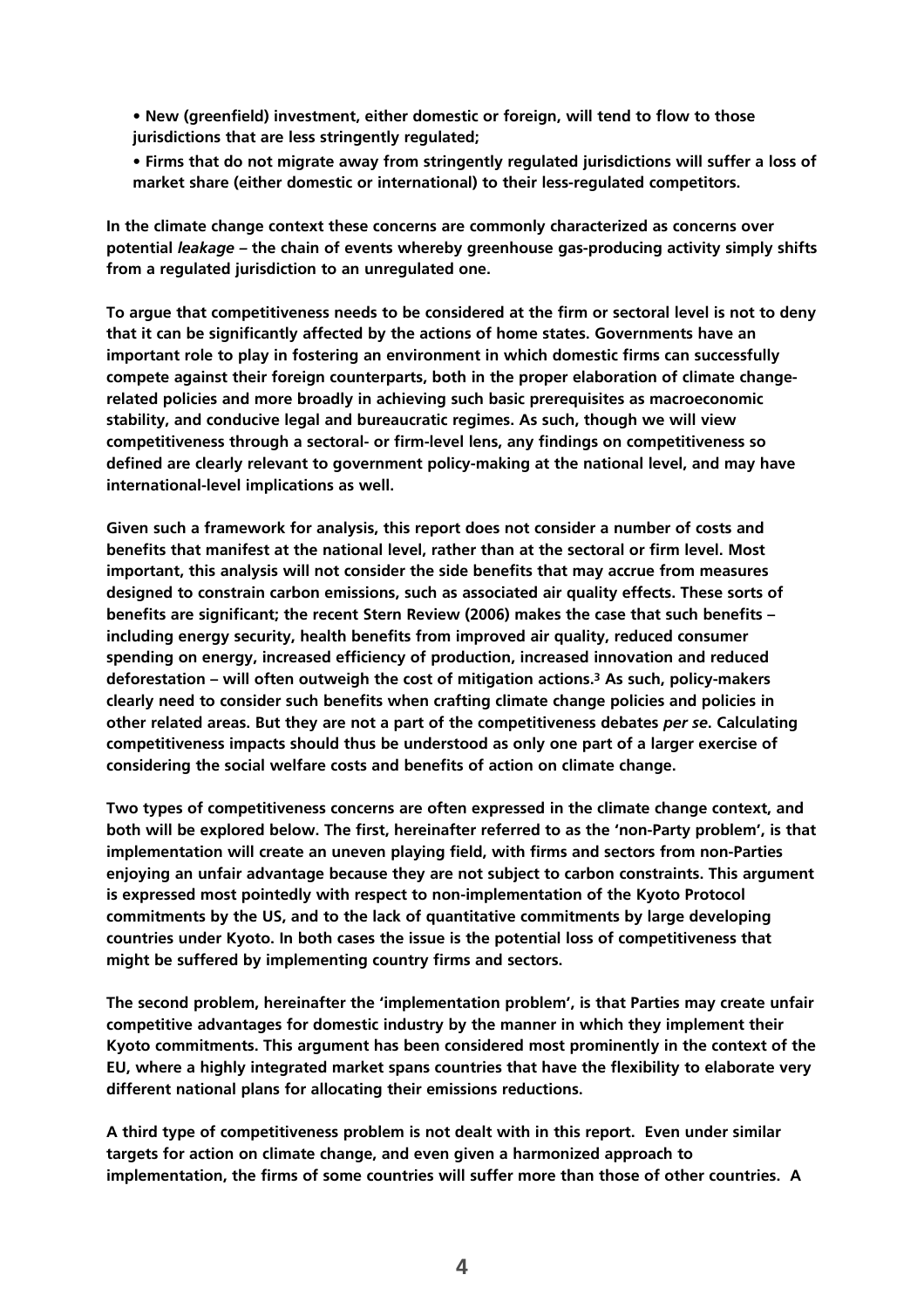- New (greenfield) investment, either domestic or foreign, will tend to flow to those jurisdictions that are less stringently regulated;
- Firms that do not migrate away from stringently regulated jurisdictions will suffer a loss of market share (either domestic or international) to their less-regulated competitors.

In the climate change context these concerns are commonly characterized as concerns over potential *leakage* – the chain of events whereby greenhouse gas-producing activity simply shifts from a regulated jurisdiction to an unregulated one.

To argue that competitiveness needs to be considered at the firm or sectoral level is not to deny that it can be significantly affected by the actions of home states. Governments have an important role to play in fostering an environment in which domestic firms can successfully compete against their foreign counterparts, both in the proper elaboration of climate change-related policies and more broadly in achieving such basic prerequisites as macroeconomic stability, and conducive legal and bureaucratic regimes. As such, though we will view competitiveness through a sectoral- or firm-level lens, any findings on competitiveness so defined are clearly relevant to government policy-making at the national level, and may have international-level implications as well.

Given such a framework for analysis, this report does not consider a number of costs and benefits that manifest at the national level, rather than at the sectoral or firm level. Most important, this analysis will not consider the side benefits that may accrue from measures designed to constrain carbon emissions, such as associated air quality effects. These sorts of benefits are significant; the recent Stern Review (2006) makes the case that such benefits – including energy security, health benefits from improved air quality, reduced consumer spending on energy, increased efficiency of production, increased innovation and reduced deforestation – will often outweigh the cost of mitigation actions.[3] As such, policy-makers clearly need to consider such benefits when crafting climate change policies and policies in other related areas. But they are not a part of the competitiveness debates *per se*. Calculating competitiveness impacts should thus be understood as only one part of a larger exercise of considering the social welfare costs and benefits of action on climate change.

Two types of competitiveness concerns are often expressed in the climate change context, and both will be explored below. The first, hereinafter referred to as the 'non-Party problem', is that implementation will create an uneven playing field, with firms and sectors from non-Parties enjoying an unfair advantage because they are not subject to carbon constraints. This argument is expressed most pointedly with respect to non-implementation of the Kyoto Protocol commitments by the US, and to the lack of quantitative commitments by large developing countries under Kyoto. In both cases the issue is the potential loss of competitiveness that might be suffered by implementing country firms and sectors.

The second problem, hereinafter the 'implementation problem', is that Parties may create unfair competitive advantages for domestic industry by the manner in which they implement their Kyoto commitments. This argument has been considered most prominently in the context of the EU, where a highly integrated market spans countries that have the flexibility to elaborate very different national plans for allocating their emissions reductions.

A third type of competitiveness problem is not dealt with in this report. Even under similar targets for action on climate change, and even given a harmonized approach to implementation, the firms of some countries will suffer more than those of other countries. A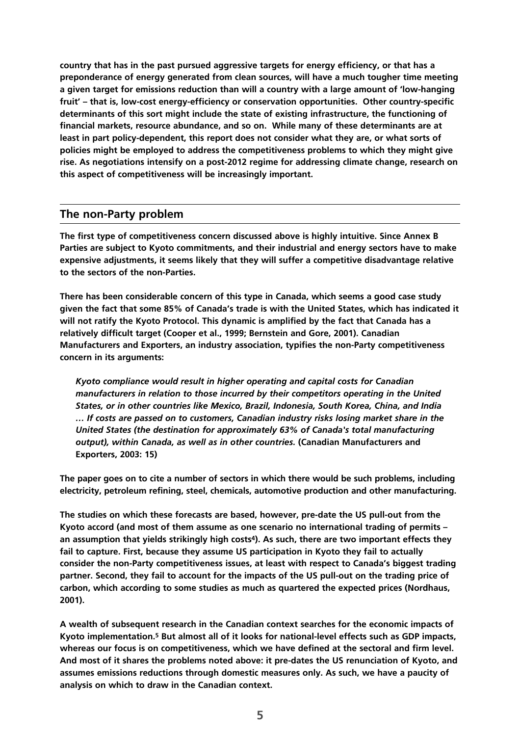country that has in the past pursued aggressive targets for energy efficiency, or that has a preponderance of energy generated from clean sources, will have a much tougher time meeting a given target for emissions reduction than will a country with a large amount of 'low-hanging fruit' – that is, low-cost energy-efficiency or conservation opportunities. Other country-specific determinants of this sort might include the state of existing infrastructure, the functioning of financial markets, resource abundance, and so on. While many of these determinants are at least in part policy-dependent, this report does not consider what they are, or what sorts of policies might be employed to address the competitiveness problems to which they might give rise. As negotiations intensify on a post-2012 regime for addressing climate change, research on this aspect of competitiveness will be increasingly important.

## The non-Party problem

The first type of competitiveness concern discussed above is highly intuitive. Since Annex B Parties are subject to Kyoto commitments, and their industrial and energy sectors have to make expensive adjustments, it seems likely that they will suffer a competitive disadvantage relative to the sectors of the non-Parties.

There has been considerable concern of this type in Canada, which seems a good case study given the fact that some 85% of Canada's trade is with the United States, which has indicated it will not ratify the Kyoto Protocol. This dynamic is amplified by the fact that Canada has a relatively difficult target (Cooper et al., 1999; Bernstein and Gore, 2001). Canadian Manufacturers and Exporters, an industry association, typifies the non-Party competitiveness concern in its arguments:

> *Kyoto compliance would result in higher operating and capital costs for Canadian manufacturers in relation to those incurred by their competitors operating in the United States, or in other countries like Mexico, Brazil, Indonesia, South Korea, China, and India … If costs are passed on to customers, Canadian industry risks losing market share in the United States (the destination for approximately 63% of Canada's total manufacturing output), within Canada, as well as in other countries.* (Canadian Manufacturers and Exporters, 2003: 15)

The paper goes on to cite a number of sectors in which there would be such problems, including electricity, petroleum refining, steel, chemicals, automotive production and other manufacturing.

The studies on which these forecasts are based, however, pre-date the US pull-out from the Kyoto accord (and most of them assume as one scenario no international trading of permits – an assumption that yields strikingly high costs[4]). As such, there are two important effects they fail to capture. First, because they assume US participation in Kyoto they fail to actually consider the non-Party competitiveness issues, at least with respect to Canada's biggest trading partner. Second, they fail to account for the impacts of the US pull-out on the trading price of carbon, which according to some studies as much as quartered the expected prices (Nordhaus, 2001).

A wealth of subsequent research in the Canadian context searches for the economic impacts of Kyoto implementation.[5] But almost all of it looks for national-level effects such as GDP impacts, whereas our focus is on competitiveness, which we have defined at the sectoral and firm level. And most of it shares the problems noted above: it pre-dates the US renunciation of Kyoto, and assumes emissions reductions through domestic measures only. As such, we have a paucity of analysis on which to draw in the Canadian context.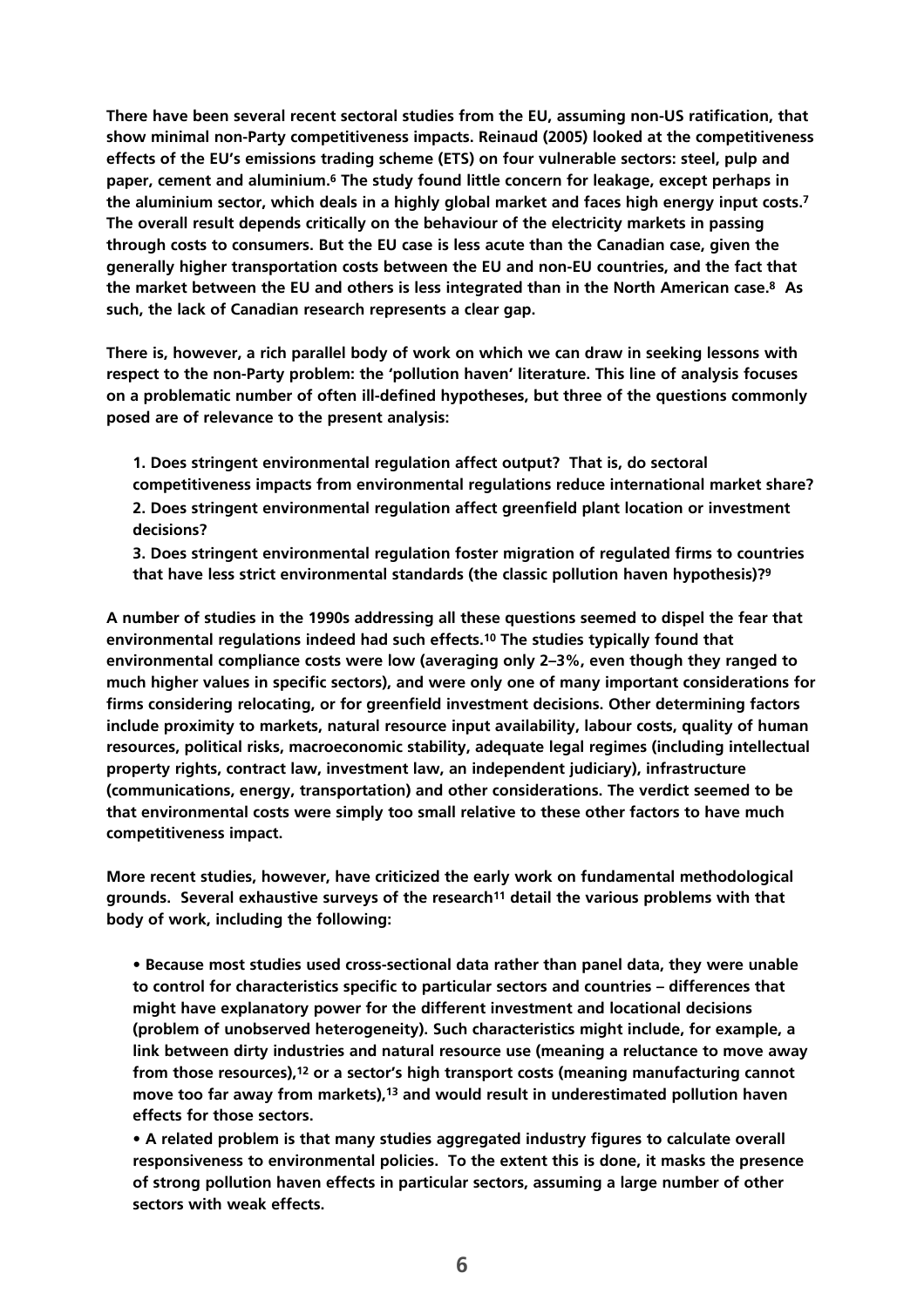There have been several recent sectoral studies from the EU, assuming non-US ratification, that show minimal non-Party competitiveness impacts. Reinaud (2005) looked at the competitiveness effects of the EU's emissions trading scheme (ETS) on four vulnerable sectors: steel, pulp and paper, cement and aluminium.[6] The study found little concern for leakage, except perhaps in the aluminium sector, which deals in a highly global market and faces high energy input costs.[7] The overall result depends critically on the behaviour of the electricity markets in passing through costs to consumers. But the EU case is less acute than the Canadian case, given the generally higher transportation costs between the EU and non-EU countries, and the fact that the market between the EU and others is less integrated than in the North American case.[8] As such, the lack of Canadian research represents a clear gap.

There is, however, a rich parallel body of work on which we can draw in seeking lessons with respect to the non-Party problem: the 'pollution haven' literature. This line of analysis focuses on a problematic number of often ill-defined hypotheses, but three of the questions commonly posed are of relevance to the present analysis:

1. Does stringent environmental regulation affect output? That is, do sectoral competitiveness impacts from environmental regulations reduce international market share?
2. Does stringent environmental regulation affect greenfield plant location or investment decisions?
3. Does stringent environmental regulation foster migration of regulated firms to countries that have less strict environmental standards (the classic pollution haven hypothesis)?[9]

A number of studies in the 1990s addressing all these questions seemed to dispel the fear that environmental regulations indeed had such effects.[10] The studies typically found that environmental compliance costs were low (averaging only 2–3%, even though they ranged to much higher values in specific sectors), and were only one of many important considerations for firms considering relocating, or for greenfield investment decisions. Other determining factors include proximity to markets, natural resource input availability, labour costs, quality of human resources, political risks, macroeconomic stability, adequate legal regimes (including intellectual property rights, contract law, investment law, an independent judiciary), infrastructure (communications, energy, transportation) and other considerations. The verdict seemed to be that environmental costs were simply too small relative to these other factors to have much competitiveness impact.

More recent studies, however, have criticized the early work on fundamental methodological grounds. Several exhaustive surveys of the research[11] detail the various problems with that body of work, including the following:

- Because most studies used cross-sectional data rather than panel data, they were unable to control for characteristics specific to particular sectors and countries – differences that might have explanatory power for the different investment and locational decisions (problem of unobserved heterogeneity). Such characteristics might include, for example, a link between dirty industries and natural resource use (meaning a reluctance to move away from those resources),[12] or a sector's high transport costs (meaning manufacturing cannot move too far away from markets),[13] and would result in underestimated pollution haven effects for those sectors.
- A related problem is that many studies aggregated industry figures to calculate overall responsiveness to environmental policies. To the extent this is done, it masks the presence of strong pollution haven effects in particular sectors, assuming a large number of other sectors with weak effects.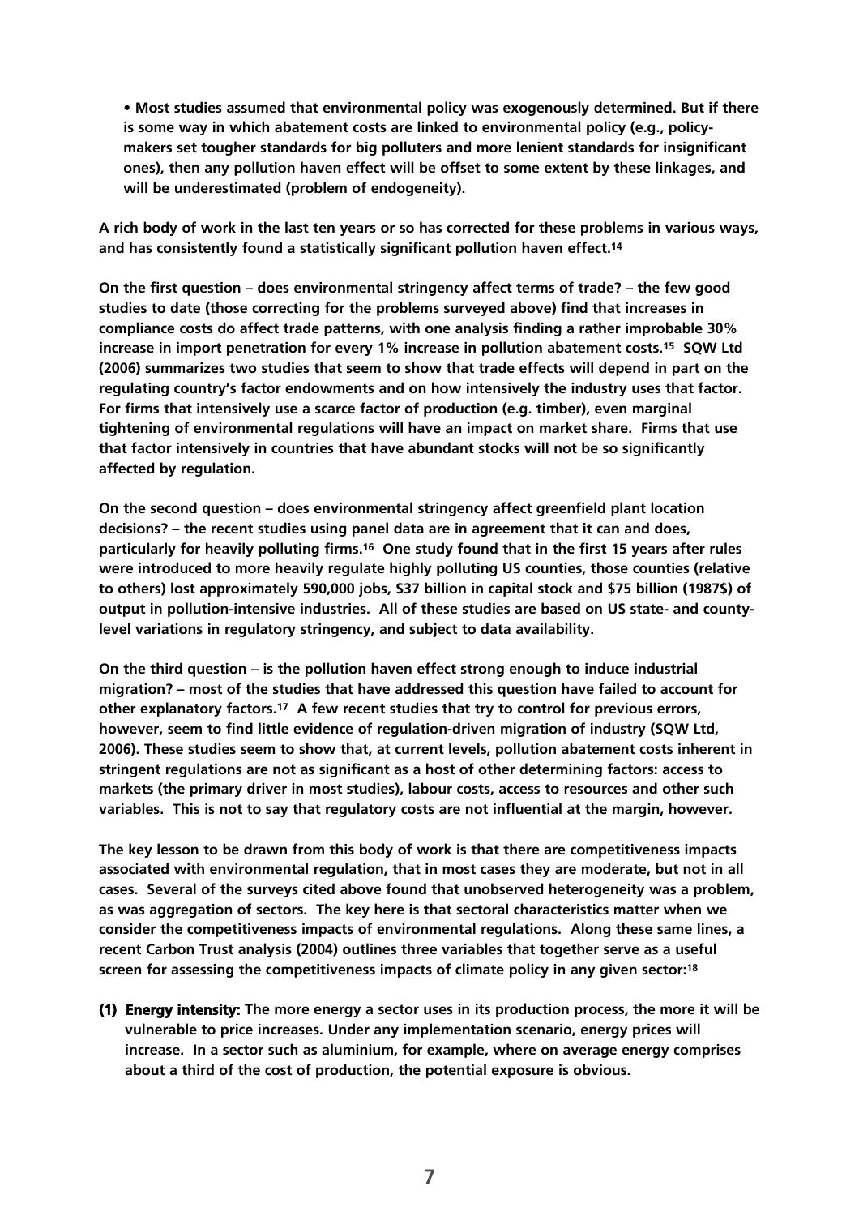- **Most studies assumed that environmental policy was exogenously determined. But if there is some way in which abatement costs are linked to environmental policy (e.g., policy-makers set tougher standards for big polluters and more lenient standards for insignificant ones), then any pollution haven effect will be offset to some extent by these linkages, and will be underestimated (problem of endogeneity).**

**A rich body of work in the last ten years or so has corrected for these problems in various ways, and has consistently found a statistically significant pollution haven effect.[14]**

**On the first question – does environmental stringency affect terms of trade? – the few good studies to date (those correcting for the problems surveyed above) find that increases in compliance costs do affect trade patterns, with one analysis finding a rather improbable 30% increase in import penetration for every 1% increase in pollution abatement costs.[15] SQW Ltd (2006) summarizes two studies that seem to show that trade effects will depend in part on the regulating country's factor endowments and on how intensively the industry uses that factor. For firms that intensively use a scarce factor of production (e.g. timber), even marginal tightening of environmental regulations will have an impact on market share. Firms that use that factor intensively in countries that have abundant stocks will not be so significantly affected by regulation.**

**On the second question – does environmental stringency affect greenfield plant location decisions? – the recent studies using panel data are in agreement that it can and does, particularly for heavily polluting firms.[16] One study found that in the first 15 years after rules were introduced to more heavily regulate highly polluting US counties, those counties (relative to others) lost approximately 590,000 jobs, $37 billion in capital stock and $75 billion (1987$) of output in pollution-intensive industries. All of these studies are based on US state- and county-level variations in regulatory stringency, and subject to data availability.**

**On the third question – is the pollution haven effect strong enough to induce industrial migration? – most of the studies that have addressed this question have failed to account for other explanatory factors.[17] A few recent studies that try to control for previous errors, however, seem to find little evidence of regulation-driven migration of industry (SQW Ltd, 2006). These studies seem to show that, at current levels, pollution abatement costs inherent in stringent regulations are not as significant as a host of other determining factors: access to markets (the primary driver in most studies), labour costs, access to resources and other such variables. This is not to say that regulatory costs are not influential at the margin, however.**

**The key lesson to be drawn from this body of work is that there are competitiveness impacts associated with environmental regulation, that in most cases they are moderate, but not in all cases. Several of the surveys cited above found that unobserved heterogeneity was a problem, as was aggregation of sectors. The key here is that sectoral characteristics matter when we consider the competitiveness impacts of environmental regulations. Along these same lines, a recent Carbon Trust analysis (2004) outlines three variables that together serve as a useful screen for assessing the competitiveness impacts of climate policy in any given sector:[18]**

(1) **Energy intensity:** **The more energy a sector uses in its production process, the more it will be vulnerable to price increases. Under any implementation scenario, energy prices will increase. In a sector such as aluminium, for example, where on average energy comprises about a third of the cost of production, the potential exposure is obvious.**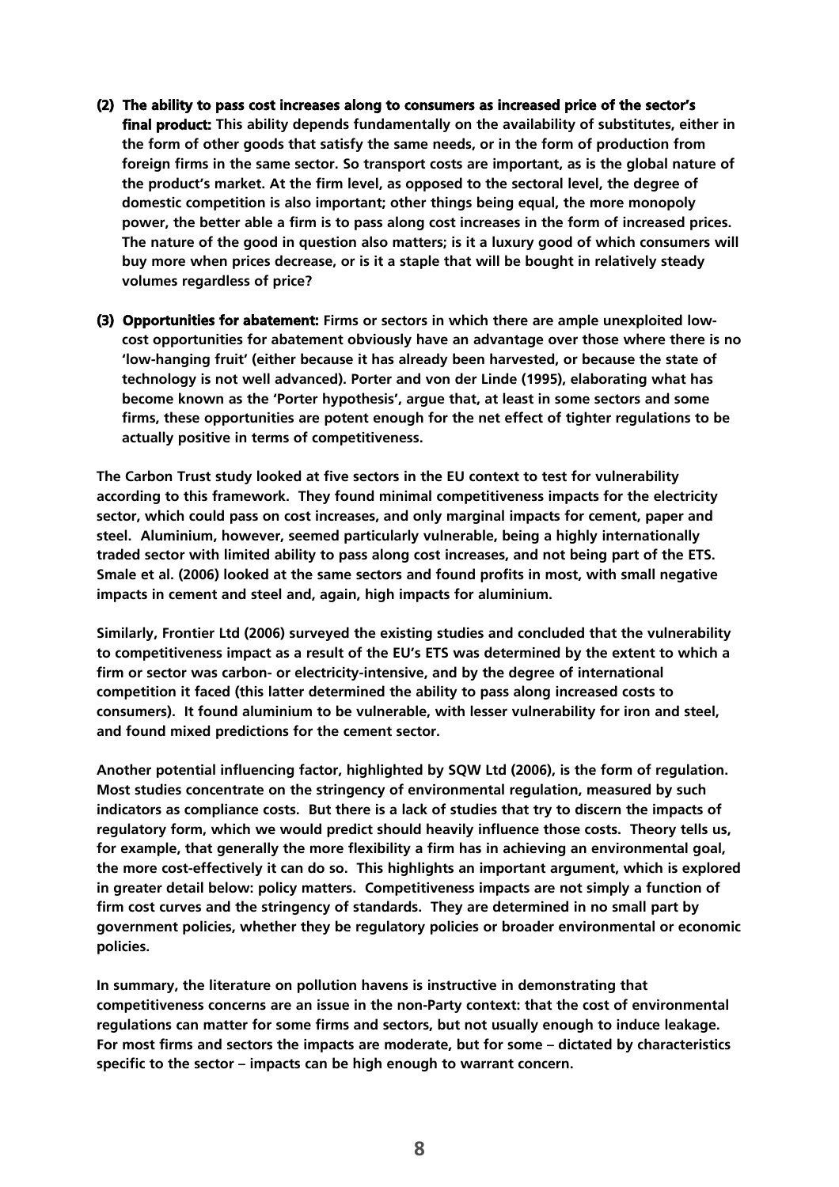(2) **The ability to pass cost increases along to consumers as increased price of the sector's final product:** This ability depends fundamentally on the availability of substitutes, either in the form of other goods that satisfy the same needs, or in the form of production from foreign firms in the same sector. So transport costs are important, as is the global nature of the product's market. At the firm level, as opposed to the sectoral level, the degree of domestic competition is also important; other things being equal, the more monopoly power, the better able a firm is to pass along cost increases in the form of increased prices. The nature of the good in question also matters; is it a luxury good of which consumers will buy more when prices decrease, or is it a staple that will be bought in relatively steady volumes regardless of price?

(3) **Opportunities for abatement:** Firms or sectors in which there are ample unexploited low-cost opportunities for abatement obviously have an advantage over those where there is no 'low-hanging fruit' (either because it has already been harvested, or because the state of technology is not well advanced). Porter and von der Linde (1995), elaborating what has become known as the 'Porter hypothesis', argue that, at least in some sectors and some firms, these opportunities are potent enough for the net effect of tighter regulations to be actually positive in terms of competitiveness.

The Carbon Trust study looked at five sectors in the EU context to test for vulnerability according to this framework. They found minimal competitiveness impacts for the electricity sector, which could pass on cost increases, and only marginal impacts for cement, paper and steel. Aluminium, however, seemed particularly vulnerable, being a highly internationally traded sector with limited ability to pass along cost increases, and not being part of the ETS. Smale et al. (2006) looked at the same sectors and found profits in most, with small negative impacts in cement and steel and, again, high impacts for aluminium.

Similarly, Frontier Ltd (2006) surveyed the existing studies and concluded that the vulnerability to competitiveness impact as a result of the EU's ETS was determined by the extent to which a firm or sector was carbon- or electricity-intensive, and by the degree of international competition it faced (this latter determined the ability to pass along increased costs to consumers). It found aluminium to be vulnerable, with lesser vulnerability for iron and steel, and found mixed predictions for the cement sector.

Another potential influencing factor, highlighted by SQW Ltd (2006), is the form of regulation. Most studies concentrate on the stringency of environmental regulation, measured by such indicators as compliance costs. But there is a lack of studies that try to discern the impacts of regulatory form, which we would predict should heavily influence those costs. Theory tells us, for example, that generally the more flexibility a firm has in achieving an environmental goal, the more cost-effectively it can do so. This highlights an important argument, which is explored in greater detail below: policy matters. Competitiveness impacts are not simply a function of firm cost curves and the stringency of standards. They are determined in no small part by government policies, whether they be regulatory policies or broader environmental or economic policies.

In summary, the literature on pollution havens is instructive in demonstrating that competitiveness concerns are an issue in the non-Party context: that the cost of environmental regulations can matter for some firms and sectors, but not usually enough to induce leakage. For most firms and sectors the impacts are moderate, but for some – dictated by characteristics specific to the sector – impacts can be high enough to warrant concern.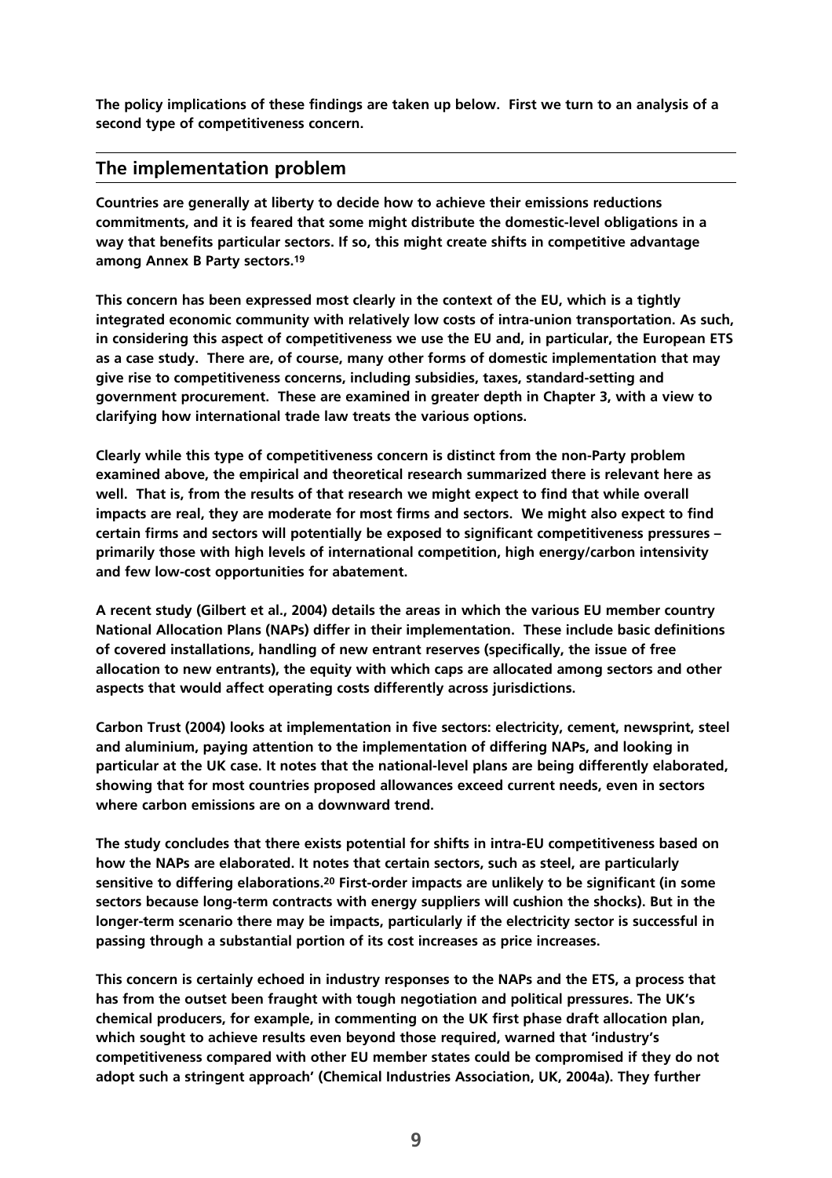The policy implications of these findings are taken up below. First we turn to an analysis of a second type of competitiveness concern.

## The implementation problem

Countries are generally at liberty to decide how to achieve their emissions reductions commitments, and it is feared that some might distribute the domestic-level obligations in a way that benefits particular sectors. If so, this might create shifts in competitive advantage among Annex B Party sectors.[19]

This concern has been expressed most clearly in the context of the EU, which is a tightly integrated economic community with relatively low costs of intra-union transportation. As such, in considering this aspect of competitiveness we use the EU and, in particular, the European ETS as a case study. There are, of course, many other forms of domestic implementation that may give rise to competitiveness concerns, including subsidies, taxes, standard-setting and government procurement. These are examined in greater depth in Chapter 3, with a view to clarifying how international trade law treats the various options.

Clearly while this type of competitiveness concern is distinct from the non-Party problem examined above, the empirical and theoretical research summarized there is relevant here as well. That is, from the results of that research we might expect to find that while overall impacts are real, they are moderate for most firms and sectors. We might also expect to find certain firms and sectors will potentially be exposed to significant competitiveness pressures – primarily those with high levels of international competition, high energy/carbon intensivity and few low-cost opportunities for abatement.

A recent study (Gilbert et al., 2004) details the areas in which the various EU member country National Allocation Plans (NAPs) differ in their implementation. These include basic definitions of covered installations, handling of new entrant reserves (specifically, the issue of free allocation to new entrants), the equity with which caps are allocated among sectors and other aspects that would affect operating costs differently across jurisdictions.

Carbon Trust (2004) looks at implementation in five sectors: electricity, cement, newsprint, steel and aluminium, paying attention to the implementation of differing NAPs, and looking in particular at the UK case. It notes that the national-level plans are being differently elaborated, showing that for most countries proposed allowances exceed current needs, even in sectors where carbon emissions are on a downward trend.

The study concludes that there exists potential for shifts in intra-EU competitiveness based on how the NAPs are elaborated. It notes that certain sectors, such as steel, are particularly sensitive to differing elaborations.[20] First-order impacts are unlikely to be significant (in some sectors because long-term contracts with energy suppliers will cushion the shocks). But in the longer-term scenario there may be impacts, particularly if the electricity sector is successful in passing through a substantial portion of its cost increases as price increases.

This concern is certainly echoed in industry responses to the NAPs and the ETS, a process that has from the outset been fraught with tough negotiation and political pressures. The UK's chemical producers, for example, in commenting on the UK first phase draft allocation plan, which sought to achieve results even beyond those required, warned that 'industry's competitiveness compared with other EU member states could be compromised if they do not adopt such a stringent approach' (Chemical Industries Association, UK, 2004a). They further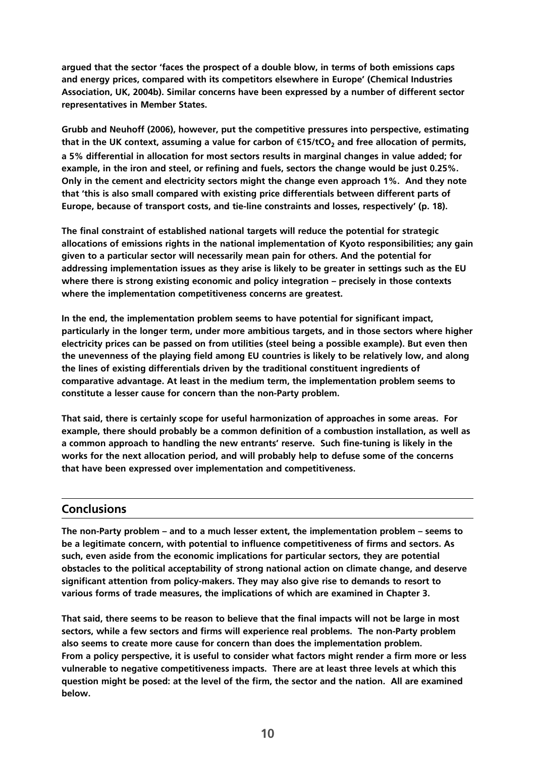argued that the sector 'faces the prospect of a double blow, in terms of both emissions caps and energy prices, compared with its competitors elsewhere in Europe' (Chemical Industries Association, UK, 2004b). Similar concerns have been expressed by a number of different sector representatives in Member States.

Grubb and Neuhoff (2006), however, put the competitive pressures into perspective, estimating that in the UK context, assuming a value for carbon of €15/t$CO_2$ and free allocation of permits, a 5% differential in allocation for most sectors results in marginal changes in value added; for example, in the iron and steel, or refining and fuels, sectors the change would be just 0.25%. Only in the cement and electricity sectors might the change even approach 1%. And they note that 'this is also small compared with existing price differentials between different parts of Europe, because of transport costs, and tie-line constraints and losses, respectively' (p. 18).

The final constraint of established national targets will reduce the potential for strategic allocations of emissions rights in the national implementation of Kyoto responsibilities; any gain given to a particular sector will necessarily mean pain for others. And the potential for addressing implementation issues as they arise is likely to be greater in settings such as the EU where there is strong existing economic and policy integration – precisely in those contexts where the implementation competitiveness concerns are greatest.

In the end, the implementation problem seems to have potential for significant impact, particularly in the longer term, under more ambitious targets, and in those sectors where higher electricity prices can be passed on from utilities (steel being a possible example). But even then the unevenness of the playing field among EU countries is likely to be relatively low, and along the lines of existing differentials driven by the traditional constituent ingredients of comparative advantage. At least in the medium term, the implementation problem seems to constitute a lesser cause for concern than the non-Party problem.

That said, there is certainly scope for useful harmonization of approaches in some areas. For example, there should probably be a common definition of a combustion installation, as well as a common approach to handling the new entrants' reserve. Such fine-tuning is likely in the works for the next allocation period, and will probably help to defuse some of the concerns that have been expressed over implementation and competitiveness.

## Conclusions

The non-Party problem – and to a much lesser extent, the implementation problem – seems to be a legitimate concern, with potential to influence competitiveness of firms and sectors. As such, even aside from the economic implications for particular sectors, they are potential obstacles to the political acceptability of strong national action on climate change, and deserve significant attention from policy-makers. They may also give rise to demands to resort to various forms of trade measures, the implications of which are examined in Chapter 3.

That said, there seems to be reason to believe that the final impacts will not be large in most sectors, while a few sectors and firms will experience real problems. The non-Party problem also seems to create more cause for concern than does the implementation problem. From a policy perspective, it is useful to consider what factors might render a firm more or less vulnerable to negative competitiveness impacts. There are at least three levels at which this question might be posed: at the level of the firm, the sector and the nation. All are examined below.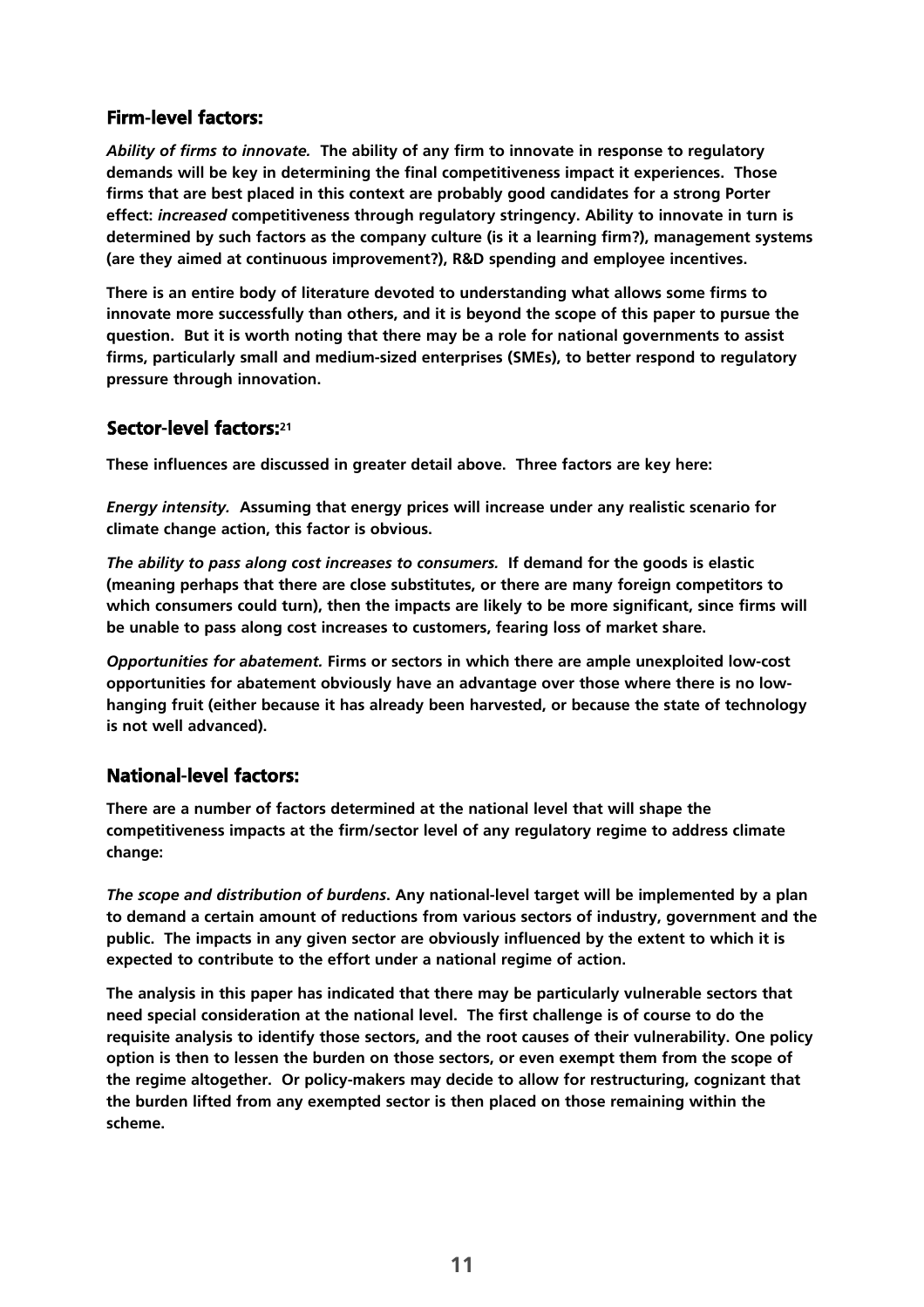### Firm-level factors:

***Ability of firms to innovate.*** **The ability of any firm to innovate in response to regulatory demands will be key in determining the final competitiveness impact it experiences. Those firms that are best placed in this context are probably good candidates for a strong Porter effect: *increased* competitiveness through regulatory stringency. Ability to innovate in turn is determined by such factors as the company culture (is it a learning firm?), management systems (are they aimed at continuous improvement?), R&D spending and employee incentives.**

**There is an entire body of literature devoted to understanding what allows some firms to innovate more successfully than others, and it is beyond the scope of this paper to pursue the question. But it is worth noting that there may be a role for national governments to assist firms, particularly small and medium-sized enterprises (SMEs), to better respond to regulatory pressure through innovation.**

### Sector-level factors:[21]

**These influences are discussed in greater detail above. Three factors are key here:**

***Energy intensity.*** **Assuming that energy prices will increase under any realistic scenario for climate change action, this factor is obvious.**

***The ability to pass along cost increases to consumers.*** **If demand for the goods is elastic (meaning perhaps that there are close substitutes, or there are many foreign competitors to which consumers could turn), then the impacts are likely to be more significant, since firms will be unable to pass along cost increases to customers, fearing loss of market share.**

***Opportunities for abatement.*** **Firms or sectors in which there are ample unexploited low-cost opportunities for abatement obviously have an advantage over those where there is no low-hanging fruit (either because it has already been harvested, or because the state of technology is not well advanced).**

### National-level factors:

**There are a number of factors determined at the national level that will shape the competitiveness impacts at the firm/sector level of any regulatory regime to address climate change:**

***The scope and distribution of burdens*****. Any national-level target will be implemented by a plan to demand a certain amount of reductions from various sectors of industry, government and the public. The impacts in any given sector are obviously influenced by the extent to which it is expected to contribute to the effort under a national regime of action.**

**The analysis in this paper has indicated that there may be particularly vulnerable sectors that need special consideration at the national level. The first challenge is of course to do the requisite analysis to identify those sectors, and the root causes of their vulnerability. One policy option is then to lessen the burden on those sectors, or even exempt them from the scope of the regime altogether. Or policy-makers may decide to allow for restructuring, cognizant that the burden lifted from any exempted sector is then placed on those remaining within the scheme.**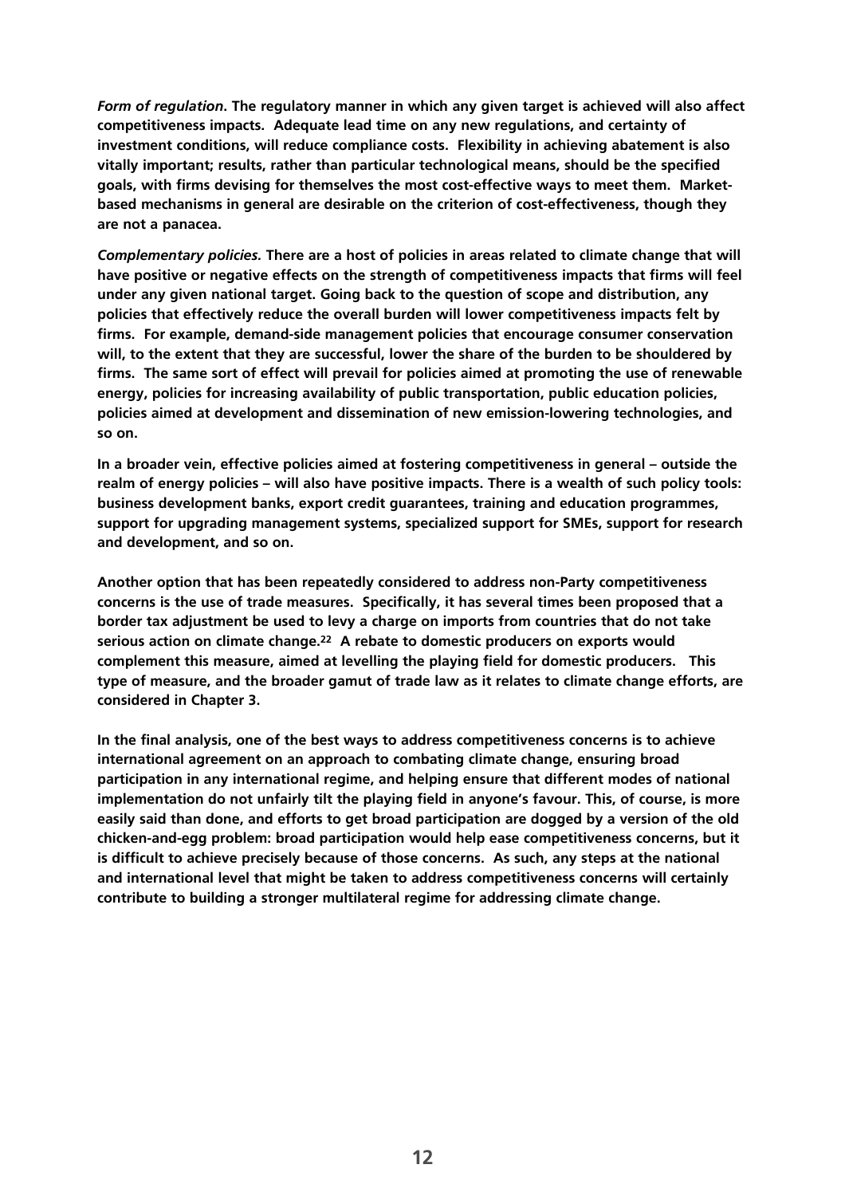***Form of regulation*. The regulatory manner in which any given target is achieved will also affect competitiveness impacts. Adequate lead time on any new regulations, and certainty of investment conditions, will reduce compliance costs. Flexibility in achieving abatement is also vitally important; results, rather than particular technological means, should be the specified goals, with firms devising for themselves the most cost-effective ways to meet them. Market-based mechanisms in general are desirable on the criterion of cost-effectiveness, though they are not a panacea.**

***Complementary policies.* There are a host of policies in areas related to climate change that will have positive or negative effects on the strength of competitiveness impacts that firms will feel under any given national target. Going back to the question of scope and distribution, any policies that effectively reduce the overall burden will lower competitiveness impacts felt by firms. For example, demand-side management policies that encourage consumer conservation will, to the extent that they are successful, lower the share of the burden to be shouldered by firms. The same sort of effect will prevail for policies aimed at promoting the use of renewable energy, policies for increasing availability of public transportation, public education policies, policies aimed at development and dissemination of new emission-lowering technologies, and so on.**

**In a broader vein, effective policies aimed at fostering competitiveness in general – outside the realm of energy policies – will also have positive impacts. There is a wealth of such policy tools: business development banks, export credit guarantees, training and education programmes, support for upgrading management systems, specialized support for SMEs, support for research and development, and so on.**

**Another option that has been repeatedly considered to address non-Party competitiveness concerns is the use of trade measures. Specifically, it has several times been proposed that a border tax adjustment be used to levy a charge on imports from countries that do not take serious action on climate change.[22] A rebate to domestic producers on exports would complement this measure, aimed at levelling the playing field for domestic producers. This type of measure, and the broader gamut of trade law as it relates to climate change efforts, are considered in Chapter 3.**

**In the final analysis, one of the best ways to address competitiveness concerns is to achieve international agreement on an approach to combating climate change, ensuring broad participation in any international regime, and helping ensure that different modes of national implementation do not unfairly tilt the playing field in anyone's favour. This, of course, is more easily said than done, and efforts to get broad participation are dogged by a version of the old chicken-and-egg problem: broad participation would help ease competitiveness concerns, but it is difficult to achieve precisely because of those concerns. As such, any steps at the national and international level that might be taken to address competitiveness concerns will certainly contribute to building a stronger multilateral regime for addressing climate change.**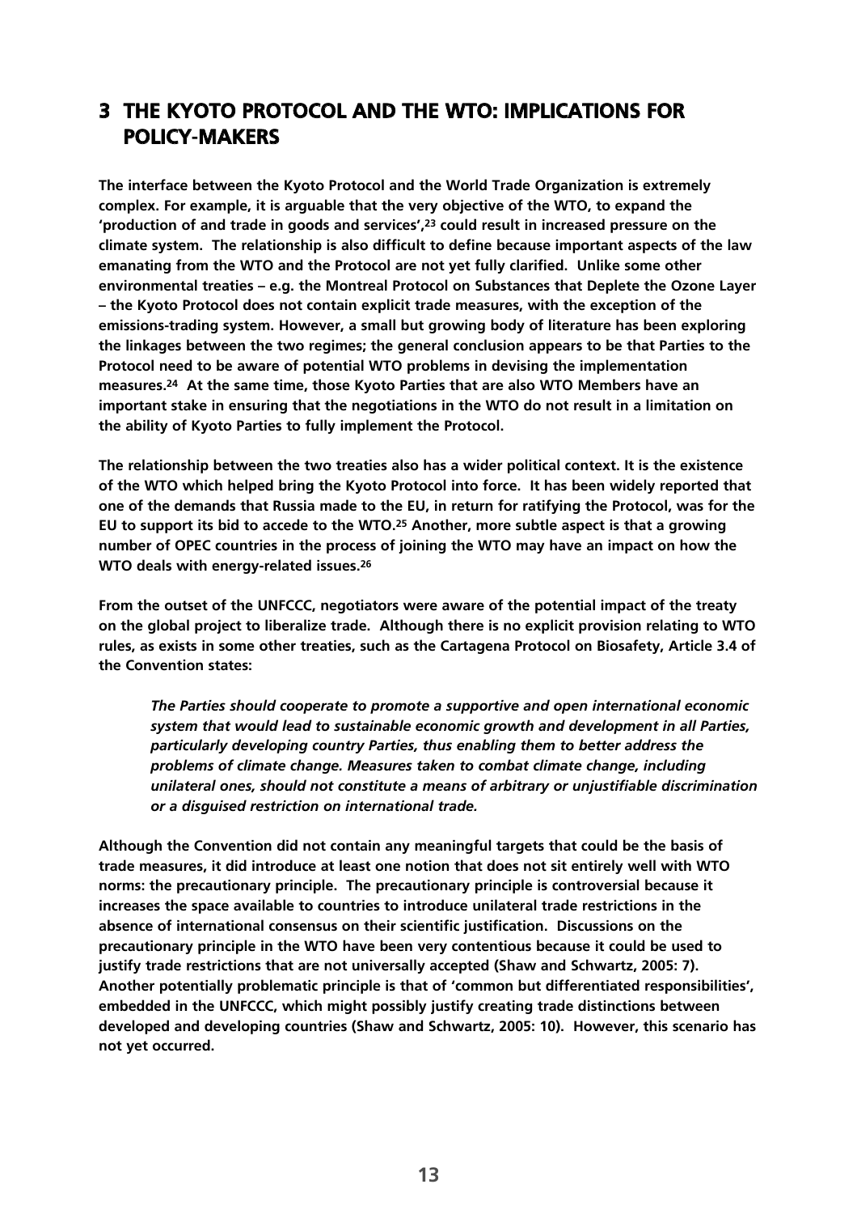# 3 THE KYOTO PROTOCOL AND THE WTO: IMPLICATIONS FOR POLICY-MAKERS

**The interface between the Kyoto Protocol and the World Trade Organization is extremely complex. For example, it is arguable that the very objective of the WTO, to expand the 'production of and trade in goods and services',[23] could result in increased pressure on the climate system. The relationship is also difficult to define because important aspects of the law emanating from the WTO and the Protocol are not yet fully clarified. Unlike some other environmental treaties – e.g. the Montreal Protocol on Substances that Deplete the Ozone Layer – the Kyoto Protocol does not contain explicit trade measures, with the exception of the emissions-trading system. However, a small but growing body of literature has been exploring the linkages between the two regimes; the general conclusion appears to be that Parties to the Protocol need to be aware of potential WTO problems in devising the implementation measures.[24] At the same time, those Kyoto Parties that are also WTO Members have an important stake in ensuring that the negotiations in the WTO do not result in a limitation on the ability of Kyoto Parties to fully implement the Protocol.**

**The relationship between the two treaties also has a wider political context. It is the existence of the WTO which helped bring the Kyoto Protocol into force. It has been widely reported that one of the demands that Russia made to the EU, in return for ratifying the Protocol, was for the EU to support its bid to accede to the WTO.[25] Another, more subtle aspect is that a growing number of OPEC countries in the process of joining the WTO may have an impact on how the WTO deals with energy-related issues.[26]**

**From the outset of the UNFCCC, negotiators were aware of the potential impact of the treaty on the global project to liberalize trade. Although there is no explicit provision relating to WTO rules, as exists in some other treaties, such as the Cartagena Protocol on Biosafety, Article 3.4 of the Convention states:**

> ***The Parties should cooperate to promote a supportive and open international economic system that would lead to sustainable economic growth and development in all Parties, particularly developing country Parties, thus enabling them to better address the problems of climate change. Measures taken to combat climate change, including unilateral ones, should not constitute a means of arbitrary or unjustifiable discrimination or a disguised restriction on international trade.***

**Although the Convention did not contain any meaningful targets that could be the basis of trade measures, it did introduce at least one notion that does not sit entirely well with WTO norms: the precautionary principle. The precautionary principle is controversial because it increases the space available to countries to introduce unilateral trade restrictions in the absence of international consensus on their scientific justification. Discussions on the precautionary principle in the WTO have been very contentious because it could be used to justify trade restrictions that are not universally accepted (Shaw and Schwartz, 2005: 7). Another potentially problematic principle is that of 'common but differentiated responsibilities', embedded in the UNFCCC, which might possibly justify creating trade distinctions between developed and developing countries (Shaw and Schwartz, 2005: 10). However, this scenario has not yet occurred.**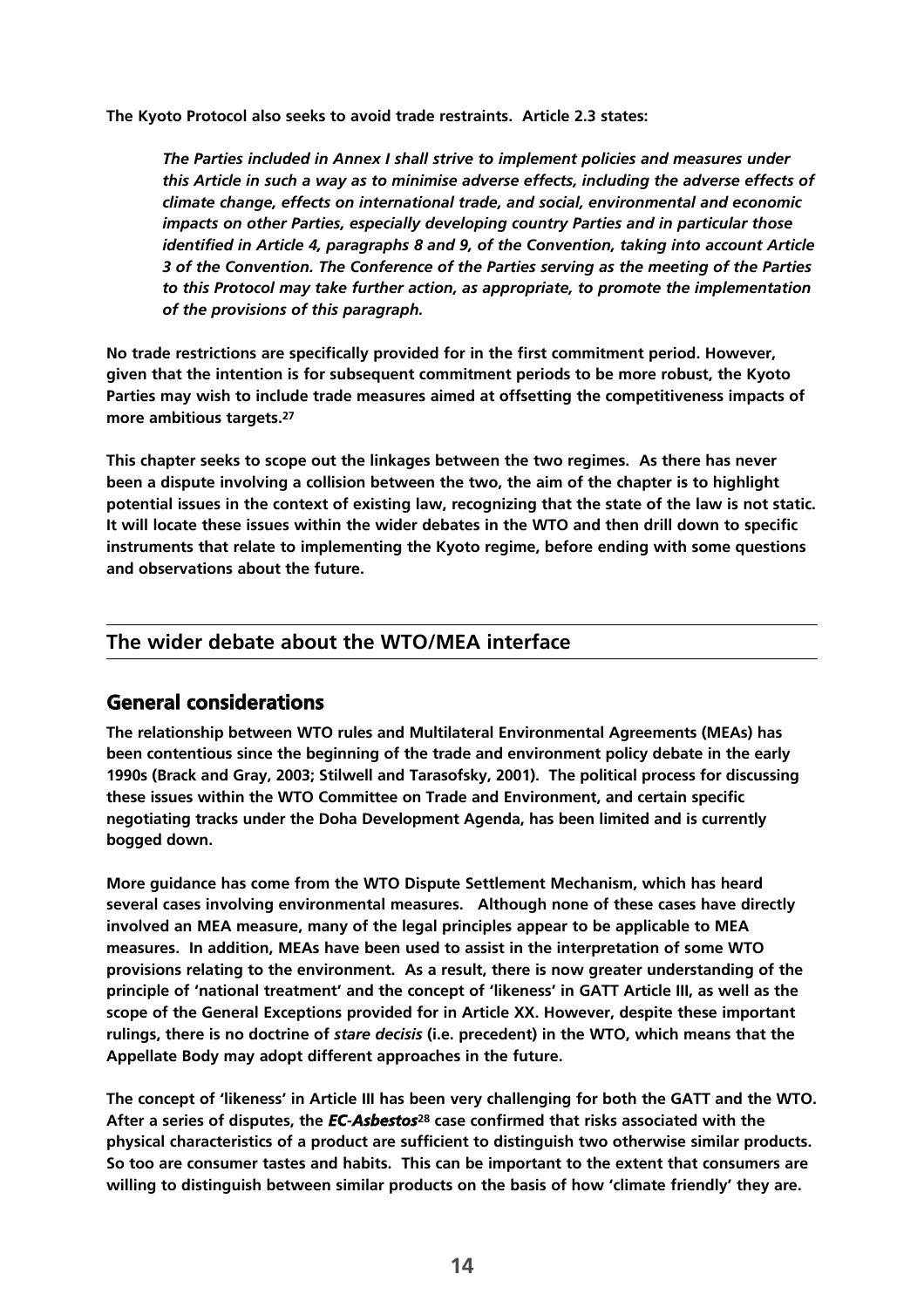**The Kyoto Protocol also seeks to avoid trade restraints. Article 2.3 states:**

> ***The Parties included in Annex I shall strive to implement policies and measures under this Article in such a way as to minimise adverse effects, including the adverse effects of climate change, effects on international trade, and social, environmental and economic impacts on other Parties, especially developing country Parties and in particular those identified in Article 4, paragraphs 8 and 9, of the Convention, taking into account Article 3 of the Convention. The Conference of the Parties serving as the meeting of the Parties to this Protocol may take further action, as appropriate, to promote the implementation of the provisions of this paragraph.***

**No trade restrictions are specifically provided for in the first commitment period. However, given that the intention is for subsequent commitment periods to be more robust, the Kyoto Parties may wish to include trade measures aimed at offsetting the competitiveness impacts of more ambitious targets.[27]**

**This chapter seeks to scope out the linkages between the two regimes. As there has never been a dispute involving a collision between the two, the aim of the chapter is to highlight potential issues in the context of existing law, recognizing that the state of the law is not static. It will locate these issues within the wider debates in the WTO and then drill down to specific instruments that relate to implementing the Kyoto regime, before ending with some questions and observations about the future.**

## The wider debate about the WTO/MEA interface

### General considerations

**The relationship between WTO rules and Multilateral Environmental Agreements (MEAs) has been contentious since the beginning of the trade and environment policy debate in the early 1990s (Brack and Gray, 2003; Stilwell and Tarasofsky, 2001). The political process for discussing these issues within the WTO Committee on Trade and Environment, and certain specific negotiating tracks under the Doha Development Agenda, has been limited and is currently bogged down.**

**More guidance has come from the WTO Dispute Settlement Mechanism, which has heard several cases involving environmental measures. Although none of these cases have directly involved an MEA measure, many of the legal principles appear to be applicable to MEA measures. In addition, MEAs have been used to assist in the interpretation of some WTO provisions relating to the environment. As a result, there is now greater understanding of the principle of 'national treatment' and the concept of 'likeness' in GATT Article III, as well as the scope of the General Exceptions provided for in Article XX. However, despite these important rulings, there is no doctrine of *stare decisis* (i.e. precedent) in the WTO, which means that the Appellate Body may adopt different approaches in the future.**

**The concept of 'likeness' in Article III has been very challenging for both the GATT and the WTO. After a series of disputes, the *EC-Asbestos*[28] case confirmed that risks associated with the physical characteristics of a product are sufficient to distinguish two otherwise similar products. So too are consumer tastes and habits. This can be important to the extent that consumers are willing to distinguish between similar products on the basis of how 'climate friendly' they are.**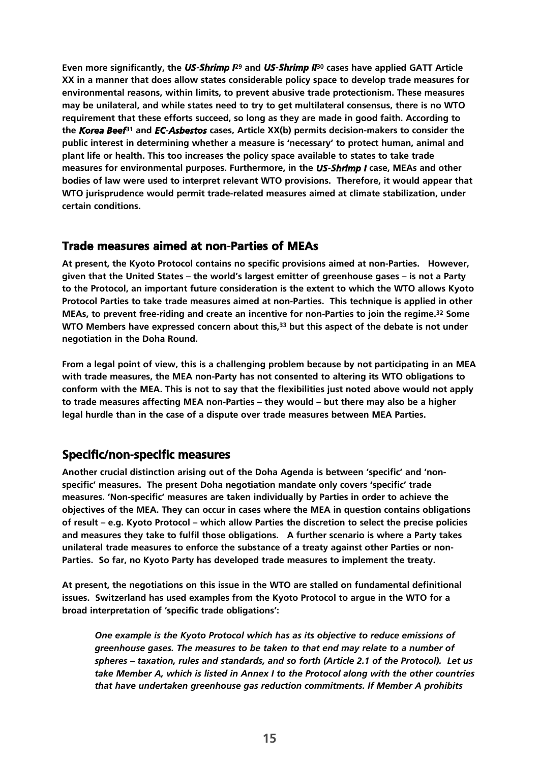Even more significantly, the ***US-Shrimp I***[29] and ***US-Shrimp II***[30] cases have applied GATT Article XX in a manner that does allow states considerable policy space to develop trade measures for environmental reasons, within limits, to prevent abusive trade protectionism. These measures may be unilateral, and while states need to try to get multilateral consensus, there is no WTO requirement that these efforts succeed, so long as they are made in good faith. According to the ***Korea Beef***[31] and ***EC-Asbestos*** cases, Article XX(b) permits decision-makers to consider the public interest in determining whether a measure is 'necessary' to protect human, animal and plant life or health. This too increases the policy space available to states to take trade measures for environmental purposes. Furthermore, in the ***US-Shrimp I*** case, MEAs and other bodies of law were used to interpret relevant WTO provisions. Therefore, it would appear that WTO jurisprudence would permit trade-related measures aimed at climate stabilization, under certain conditions.

## Trade measures aimed at non-Parties of MEAs

At present, the Kyoto Protocol contains no specific provisions aimed at non-Parties. However, given that the United States – the world's largest emitter of greenhouse gases – is not a Party to the Protocol, an important future consideration is the extent to which the WTO allows Kyoto Protocol Parties to take trade measures aimed at non-Parties. This technique is applied in other MEAs, to prevent free-riding and create an incentive for non-Parties to join the regime.[32] Some WTO Members have expressed concern about this,[33] but this aspect of the debate is not under negotiation in the Doha Round.

From a legal point of view, this is a challenging problem because by not participating in an MEA with trade measures, the MEA non-Party has not consented to altering its WTO obligations to conform with the MEA. This is not to say that the flexibilities just noted above would not apply to trade measures affecting MEA non-Parties – they would – but there may also be a higher legal hurdle than in the case of a dispute over trade measures between MEA Parties.

## Specific/non-specific measures

Another crucial distinction arising out of the Doha Agenda is between 'specific' and 'non-specific' measures. The present Doha negotiation mandate only covers 'specific' trade measures. 'Non-specific' measures are taken individually by Parties in order to achieve the objectives of the MEA. They can occur in cases where the MEA in question contains obligations of result – e.g. Kyoto Protocol – which allow Parties the discretion to select the precise policies and measures they take to fulfil those obligations. A further scenario is where a Party takes unilateral trade measures to enforce the substance of a treaty against other Parties or non-Parties. So far, no Kyoto Party has developed trade measures to implement the treaty.

At present, the negotiations on this issue in the WTO are stalled on fundamental definitional issues. Switzerland has used examples from the Kyoto Protocol to argue in the WTO for a broad interpretation of 'specific trade obligations':

> *One example is the Kyoto Protocol which has as its objective to reduce emissions of greenhouse gases. The measures to be taken to that end may relate to a number of spheres – taxation, rules and standards, and so forth (Article 2.1 of the Protocol). Let us take Member A, which is listed in Annex I to the Protocol along with the other countries that have undertaken greenhouse gas reduction commitments. If Member A prohibits*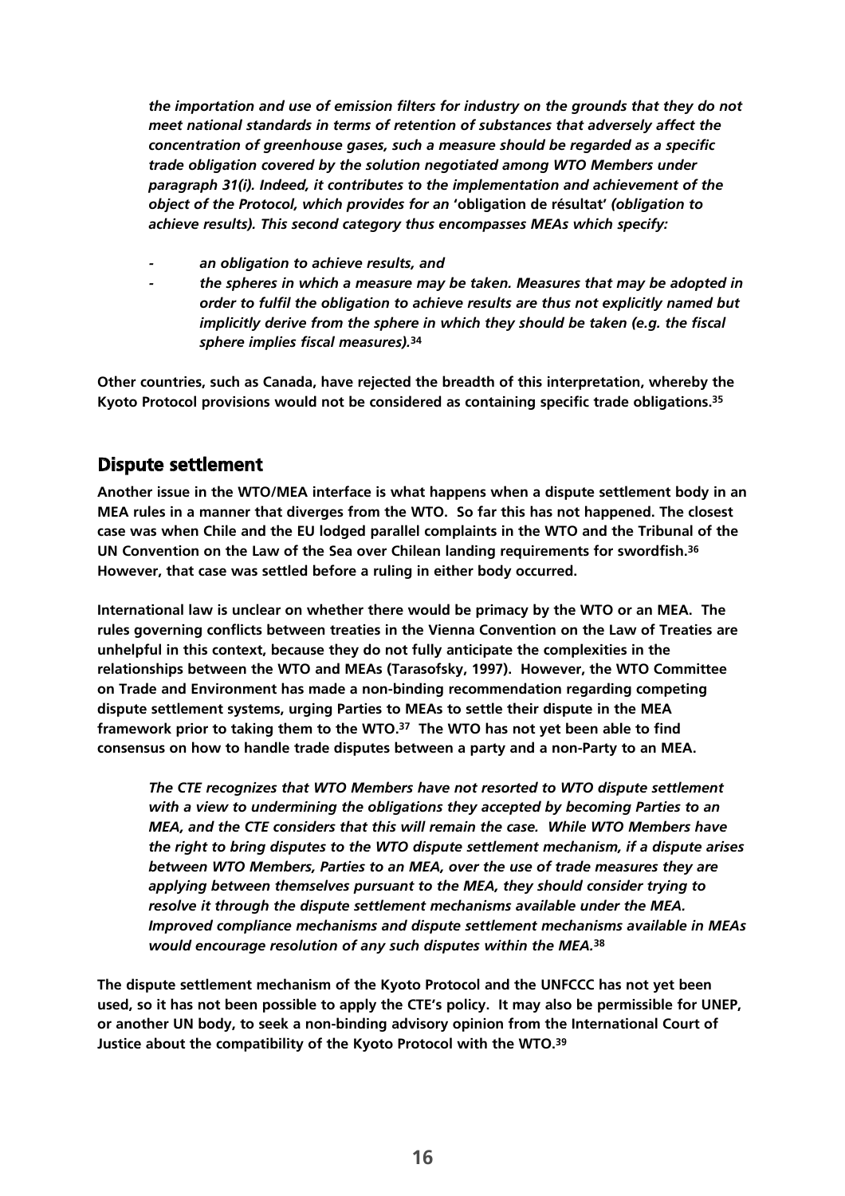*the importation and use of emission filters for industry on the grounds that they do not meet national standards in terms of retention of substances that adversely affect the concentration of greenhouse gases, such a measure should be regarded as a specific trade obligation covered by the solution negotiated among WTO Members under paragraph 31(i). Indeed, it contributes to the implementation and achievement of the object of the Protocol, which provides for an* **'obligation de résultat'** *(obligation to achieve results). This second category thus encompasses MEAs which specify:*

- *an obligation to achieve results, and*
- *the spheres in which a measure may be taken. Measures that may be adopted in order to fulfil the obligation to achieve results are thus not explicitly named but implicitly derive from the sphere in which they should be taken (e.g. the fiscal sphere implies fiscal measures).*[34]

**Other countries, such as Canada, have rejected the breadth of this interpretation, whereby the Kyoto Protocol provisions would not be considered as containing specific trade obligations.[35]**

## Dispute settlement

**Another issue in the WTO/MEA interface is what happens when a dispute settlement body in an MEA rules in a manner that diverges from the WTO. So far this has not happened. The closest case was when Chile and the EU lodged parallel complaints in the WTO and the Tribunal of the UN Convention on the Law of the Sea over Chilean landing requirements for swordfish.[36] However, that case was settled before a ruling in either body occurred.**

**International law is unclear on whether there would be primacy by the WTO or an MEA. The rules governing conflicts between treaties in the Vienna Convention on the Law of Treaties are unhelpful in this context, because they do not fully anticipate the complexities in the relationships between the WTO and MEAs (Tarasofsky, 1997). However, the WTO Committee on Trade and Environment has made a non-binding recommendation regarding competing dispute settlement systems, urging Parties to MEAs to settle their dispute in the MEA framework prior to taking them to the WTO.[37] The WTO has not yet been able to find consensus on how to handle trade disputes between a party and a non-Party to an MEA.**

*The CTE recognizes that WTO Members have not resorted to WTO dispute settlement with a view to undermining the obligations they accepted by becoming Parties to an MEA, and the CTE considers that this will remain the case. While WTO Members have the right to bring disputes to the WTO dispute settlement mechanism, if a dispute arises between WTO Members, Parties to an MEA, over the use of trade measures they are applying between themselves pursuant to the MEA, they should consider trying to resolve it through the dispute settlement mechanisms available under the MEA. Improved compliance mechanisms and dispute settlement mechanisms available in MEAs would encourage resolution of any such disputes within the MEA.*[38]

**The dispute settlement mechanism of the Kyoto Protocol and the UNFCCC has not yet been used, so it has not been possible to apply the CTE's policy. It may also be permissible for UNEP, or another UN body, to seek a non-binding advisory opinion from the International Court of Justice about the compatibility of the Kyoto Protocol with the WTO.[39]**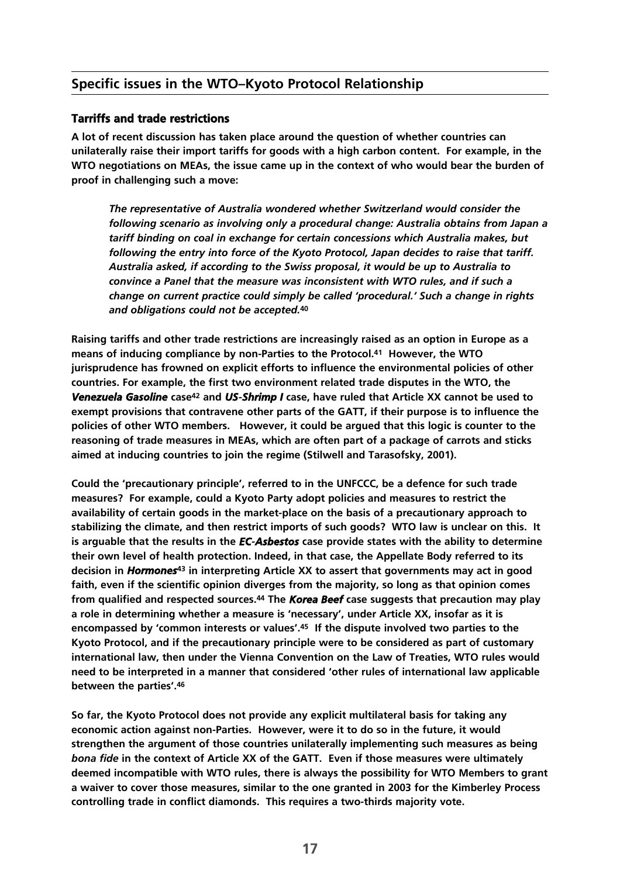## Specific issues in the WTO–Kyoto Protocol Relationship

### Tarriffs and trade restrictions

**A lot of recent discussion has taken place around the question of whether countries can unilaterally raise their import tariffs for goods with a high carbon content. For example, in the WTO negotiations on MEAs, the issue came up in the context of who would bear the burden of proof in challenging such a move:**

> ***The representative of Australia wondered whether Switzerland would consider the following scenario as involving only a procedural change: Australia obtains from Japan a tariff binding on coal in exchange for certain concessions which Australia makes, but following the entry into force of the Kyoto Protocol, Japan decides to raise that tariff. Australia asked, if according to the Swiss proposal, it would be up to Australia to convince a Panel that the measure was inconsistent with WTO rules, and if such a change on current practice could simply be called 'procedural.' Such a change in rights and obligations could not be accepted.*[40]**

**Raising tariffs and other trade restrictions are increasingly raised as an option in Europe as a means of inducing compliance by non-Parties to the Protocol.[41] However, the WTO jurisprudence has frowned on explicit efforts to influence the environmental policies of other countries. For example, the first two environment related trade disputes in the WTO, the *Venezuela Gasoline* case[42] and *US-Shrimp I* case, have ruled that Article XX cannot be used to exempt provisions that contravene other parts of the GATT, if their purpose is to influence the policies of other WTO members. However, it could be argued that this logic is counter to the reasoning of trade measures in MEAs, which are often part of a package of carrots and sticks aimed at inducing countries to join the regime (Stilwell and Tarasofsky, 2001).**

**Could the 'precautionary principle', referred to in the UNFCCC, be a defence for such trade measures? For example, could a Kyoto Party adopt policies and measures to restrict the availability of certain goods in the market-place on the basis of a precautionary approach to stabilizing the climate, and then restrict imports of such goods? WTO law is unclear on this. It is arguable that the results in the *EC-Asbestos* case provide states with the ability to determine their own level of health protection. Indeed, in that case, the Appellate Body referred to its decision in *Hormones*[43] in interpreting Article XX to assert that governments may act in good faith, even if the scientific opinion diverges from the majority, so long as that opinion comes from qualified and respected sources.[44] The *Korea Beef* case suggests that precaution may play a role in determining whether a measure is 'necessary', under Article XX, insofar as it is encompassed by 'common interests or values'.[45] If the dispute involved two parties to the Kyoto Protocol, and if the precautionary principle were to be considered as part of customary international law, then under the Vienna Convention on the Law of Treaties, WTO rules would need to be interpreted in a manner that considered 'other rules of international law applicable between the parties'.[46]**

**So far, the Kyoto Protocol does not provide any explicit multilateral basis for taking any economic action against non-Parties. However, were it to do so in the future, it would strengthen the argument of those countries unilaterally implementing such measures as being *bona fide* in the context of Article XX of the GATT. Even if those measures were ultimately deemed incompatible with WTO rules, there is always the possibility for WTO Members to grant a waiver to cover those measures, similar to the one granted in 2003 for the Kimberley Process controlling trade in conflict diamonds. This requires a two-thirds majority vote.**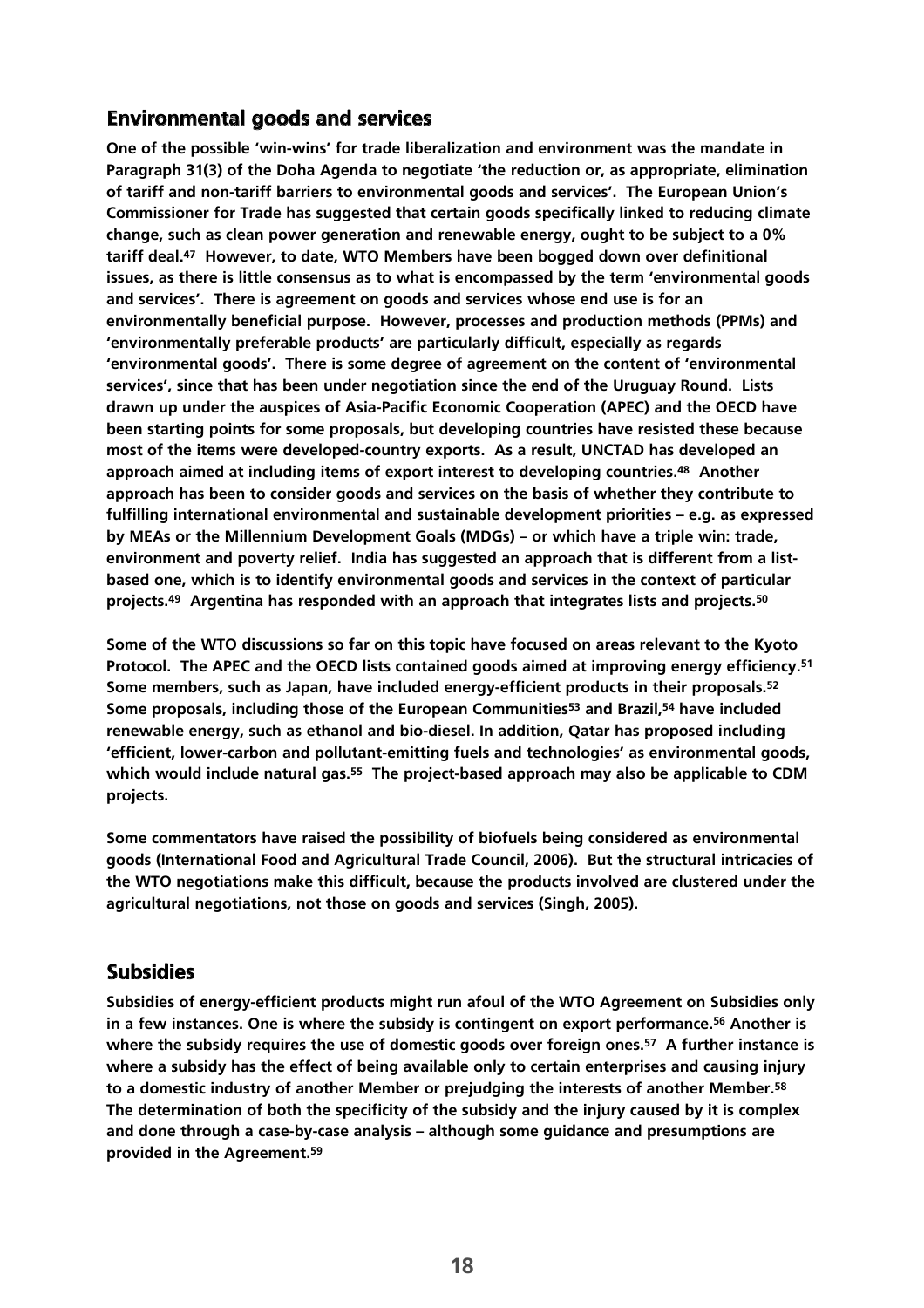## Environmental goods and services

**One of the possible 'win-wins' for trade liberalization and environment was the mandate in Paragraph 31(3) of the Doha Agenda to negotiate 'the reduction or, as appropriate, elimination of tariff and non-tariff barriers to environmental goods and services'. The European Union's Commissioner for Trade has suggested that certain goods specifically linked to reducing climate change, such as clean power generation and renewable energy, ought to be subject to a 0% tariff deal.[47] However, to date, WTO Members have been bogged down over definitional issues, as there is little consensus as to what is encompassed by the term 'environmental goods and services'. There is agreement on goods and services whose end use is for an environmentally beneficial purpose. However, processes and production methods (PPMs) and 'environmentally preferable products' are particularly difficult, especially as regards 'environmental goods'. There is some degree of agreement on the content of 'environmental services', since that has been under negotiation since the end of the Uruguay Round. Lists drawn up under the auspices of Asia-Pacific Economic Cooperation (APEC) and the OECD have been starting points for some proposals, but developing countries have resisted these because most of the items were developed-country exports. As a result, UNCTAD has developed an approach aimed at including items of export interest to developing countries.[48] Another approach has been to consider goods and services on the basis of whether they contribute to fulfilling international environmental and sustainable development priorities – e.g. as expressed by MEAs or the Millennium Development Goals (MDGs) – or which have a triple win: trade, environment and poverty relief. India has suggested an approach that is different from a list-based one, which is to identify environmental goods and services in the context of particular projects.[49] Argentina has responded with an approach that integrates lists and projects.[50]**

**Some of the WTO discussions so far on this topic have focused on areas relevant to the Kyoto Protocol. The APEC and the OECD lists contained goods aimed at improving energy efficiency.[51] Some members, such as Japan, have included energy-efficient products in their proposals.[52] Some proposals, including those of the European Communities[53] and Brazil,[54] have included renewable energy, such as ethanol and bio-diesel. In addition, Qatar has proposed including 'efficient, lower-carbon and pollutant-emitting fuels and technologies' as environmental goods, which would include natural gas.[55] The project-based approach may also be applicable to CDM projects.**

**Some commentators have raised the possibility of biofuels being considered as environmental goods (International Food and Agricultural Trade Council, 2006). But the structural intricacies of the WTO negotiations make this difficult, because the products involved are clustered under the agricultural negotiations, not those on goods and services (Singh, 2005).**

## Subsidies

**Subsidies of energy-efficient products might run afoul of the WTO Agreement on Subsidies only in a few instances. One is where the subsidy is contingent on export performance.[56] Another is where the subsidy requires the use of domestic goods over foreign ones.[57] A further instance is where a subsidy has the effect of being available only to certain enterprises and causing injury to a domestic industry of another Member or prejudging the interests of another Member.[58] The determination of both the specificity of the subsidy and the injury caused by it is complex and done through a case-by-case analysis – although some guidance and presumptions are provided in the Agreement.[59]**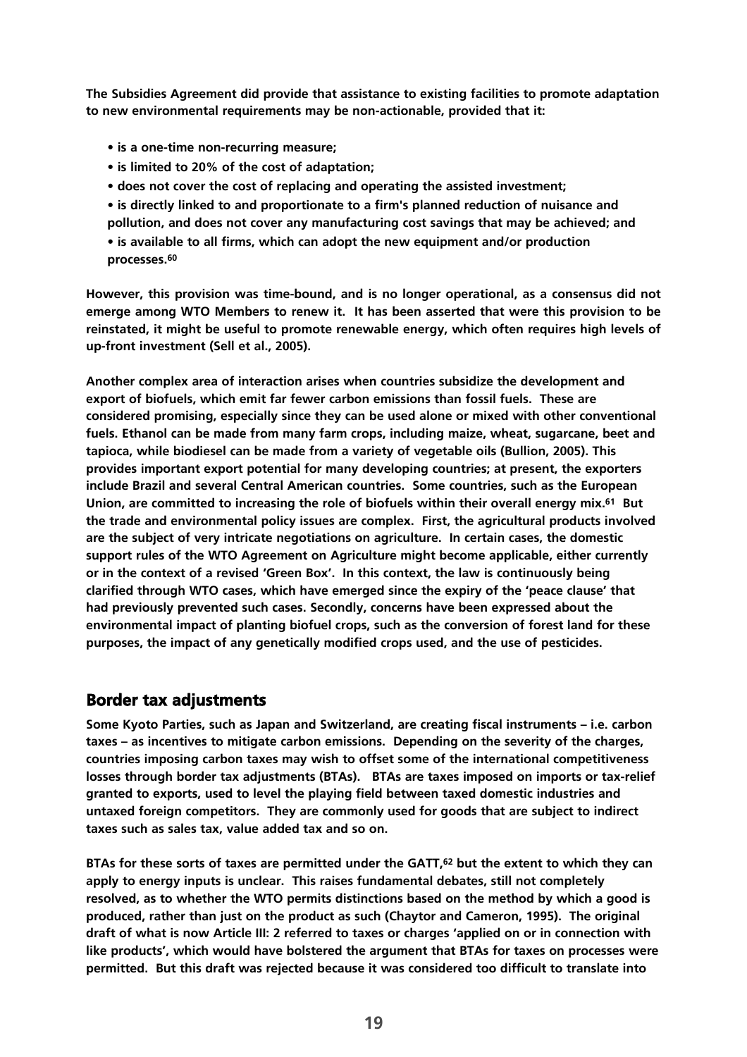The Subsidies Agreement did provide that assistance to existing facilities to promote adaptation to new environmental requirements may be non-actionable, provided that it:

- is a one-time non-recurring measure;
- is limited to 20% of the cost of adaptation;
- does not cover the cost of replacing and operating the assisted investment;
- is directly linked to and proportionate to a firm's planned reduction of nuisance and pollution, and does not cover any manufacturing cost savings that may be achieved; and
- is available to all firms, which can adopt the new equipment and/or production processes.[60]

However, this provision was time-bound, and is no longer operational, as a consensus did not emerge among WTO Members to renew it. It has been asserted that were this provision to be reinstated, it might be useful to promote renewable energy, which often requires high levels of up-front investment (Sell et al., 2005).

Another complex area of interaction arises when countries subsidize the development and export of biofuels, which emit far fewer carbon emissions than fossil fuels. These are considered promising, especially since they can be used alone or mixed with other conventional fuels. Ethanol can be made from many farm crops, including maize, wheat, sugarcane, beet and tapioca, while biodiesel can be made from a variety of vegetable oils (Bullion, 2005). This provides important export potential for many developing countries; at present, the exporters include Brazil and several Central American countries. Some countries, such as the European Union, are committed to increasing the role of biofuels within their overall energy mix.[61] But the trade and environmental policy issues are complex. First, the agricultural products involved are the subject of very intricate negotiations on agriculture. In certain cases, the domestic support rules of the WTO Agreement on Agriculture might become applicable, either currently or in the context of a revised 'Green Box'. In this context, the law is continuously being clarified through WTO cases, which have emerged since the expiry of the 'peace clause' that had previously prevented such cases. Secondly, concerns have been expressed about the environmental impact of planting biofuel crops, such as the conversion of forest land for these purposes, the impact of any genetically modified crops used, and the use of pesticides.

## Border tax adjustments

Some Kyoto Parties, such as Japan and Switzerland, are creating fiscal instruments – i.e. carbon taxes – as incentives to mitigate carbon emissions. Depending on the severity of the charges, countries imposing carbon taxes may wish to offset some of the international competitiveness losses through border tax adjustments (BTAs). BTAs are taxes imposed on imports or tax-relief granted to exports, used to level the playing field between taxed domestic industries and untaxed foreign competitors. They are commonly used for goods that are subject to indirect taxes such as sales tax, value added tax and so on.

BTAs for these sorts of taxes are permitted under the GATT,[62] but the extent to which they can apply to energy inputs is unclear. This raises fundamental debates, still not completely resolved, as to whether the WTO permits distinctions based on the method by which a good is produced, rather than just on the product as such (Chaytor and Cameron, 1995). The original draft of what is now Article III: 2 referred to taxes or charges 'applied on or in connection with like products', which would have bolstered the argument that BTAs for taxes on processes were permitted. But this draft was rejected because it was considered too difficult to translate into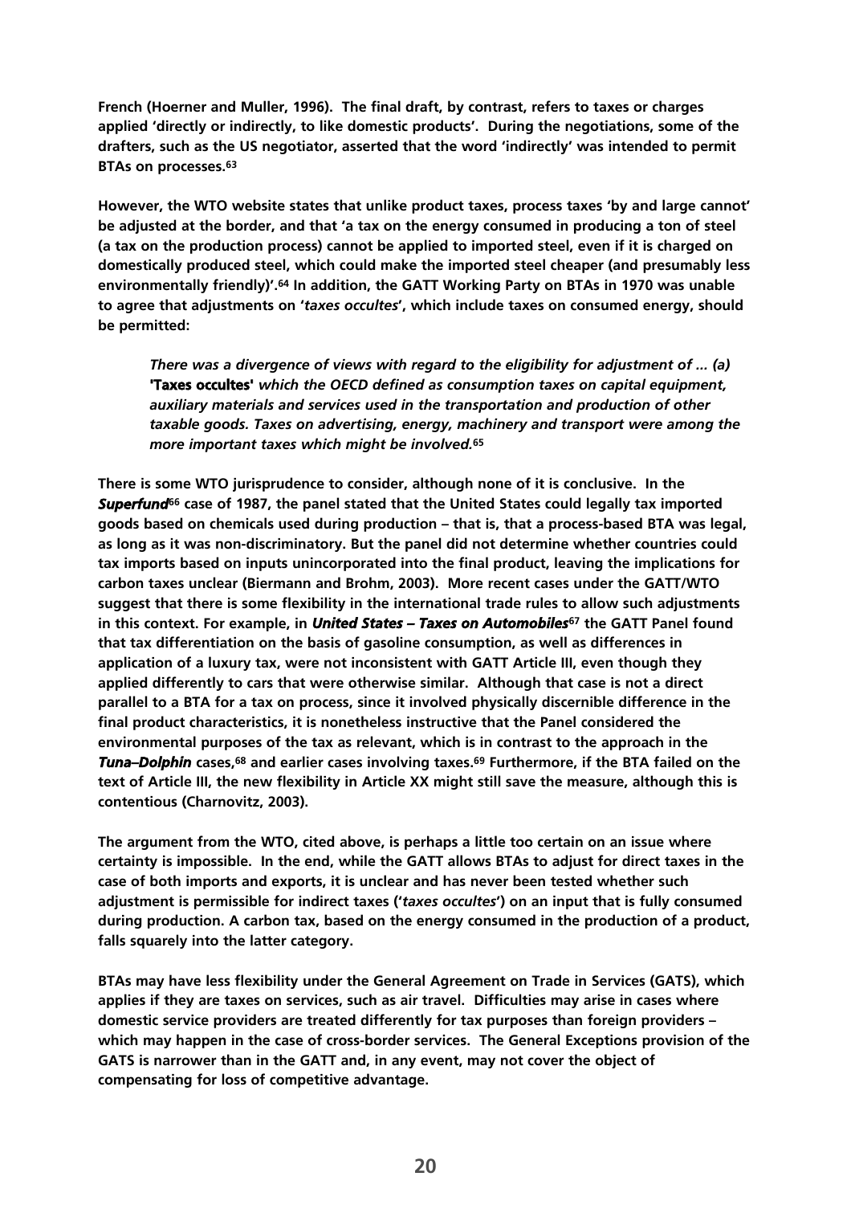French (Hoerner and Muller, 1996). The final draft, by contrast, refers to taxes or charges applied 'directly or indirectly, to like domestic products'. During the negotiations, some of the drafters, such as the US negotiator, asserted that the word 'indirectly' was intended to permit BTAs on processes.[63]

However, the WTO website states that unlike product taxes, process taxes 'by and large cannot' be adjusted at the border, and that 'a tax on the energy consumed in producing a ton of steel (a tax on the production process) cannot be applied to imported steel, even if it is charged on domestically produced steel, which could make the imported steel cheaper (and presumably less environmentally friendly)'.[64] In addition, the GATT Working Party on BTAs in 1970 was unable to agree that adjustments on '*taxes occultes*', which include taxes on consumed energy, should be permitted:

> *There was a divergence of views with regard to the eligibility for adjustment of … (a)* **'Taxes occultes'** *which the OECD defined as consumption taxes on capital equipment, auxiliary materials and services used in the transportation and production of other taxable goods. Taxes on advertising, energy, machinery and transport were among the more important taxes which might be involved.*[65]

There is some WTO jurisprudence to consider, although none of it is conclusive. In the ***Superfund***[66] case of 1987, the panel stated that the United States could legally tax imported goods based on chemicals used during production – that is, that a process-based BTA was legal, as long as it was non-discriminatory. But the panel did not determine whether countries could tax imports based on inputs unincorporated into the final product, leaving the implications for carbon taxes unclear (Biermann and Brohm, 2003). More recent cases under the GATT/WTO suggest that there is some flexibility in the international trade rules to allow such adjustments in this context. For example, in ***United States – Taxes on Automobiles***[67] the GATT Panel found that tax differentiation on the basis of gasoline consumption, as well as differences in application of a luxury tax, were not inconsistent with GATT Article III, even though they applied differently to cars that were otherwise similar. Although that case is not a direct parallel to a BTA for a tax on process, since it involved physically discernible difference in the final product characteristics, it is nonetheless instructive that the Panel considered the environmental purposes of the tax as relevant, which is in contrast to the approach in the ***Tuna–Dolphin*** cases,[68] and earlier cases involving taxes.[69] Furthermore, if the BTA failed on the text of Article III, the new flexibility in Article XX might still save the measure, although this is contentious (Charnovitz, 2003).

The argument from the WTO, cited above, is perhaps a little too certain on an issue where certainty is impossible. In the end, while the GATT allows BTAs to adjust for direct taxes in the case of both imports and exports, it is unclear and has never been tested whether such adjustment is permissible for indirect taxes ('*taxes occultes*') on an input that is fully consumed during production. A carbon tax, based on the energy consumed in the production of a product, falls squarely into the latter category.

BTAs may have less flexibility under the General Agreement on Trade in Services (GATS), which applies if they are taxes on services, such as air travel. Difficulties may arise in cases where domestic service providers are treated differently for tax purposes than foreign providers – which may happen in the case of cross-border services. The General Exceptions provision of the GATS is narrower than in the GATT and, in any event, may not cover the object of compensating for loss of competitive advantage.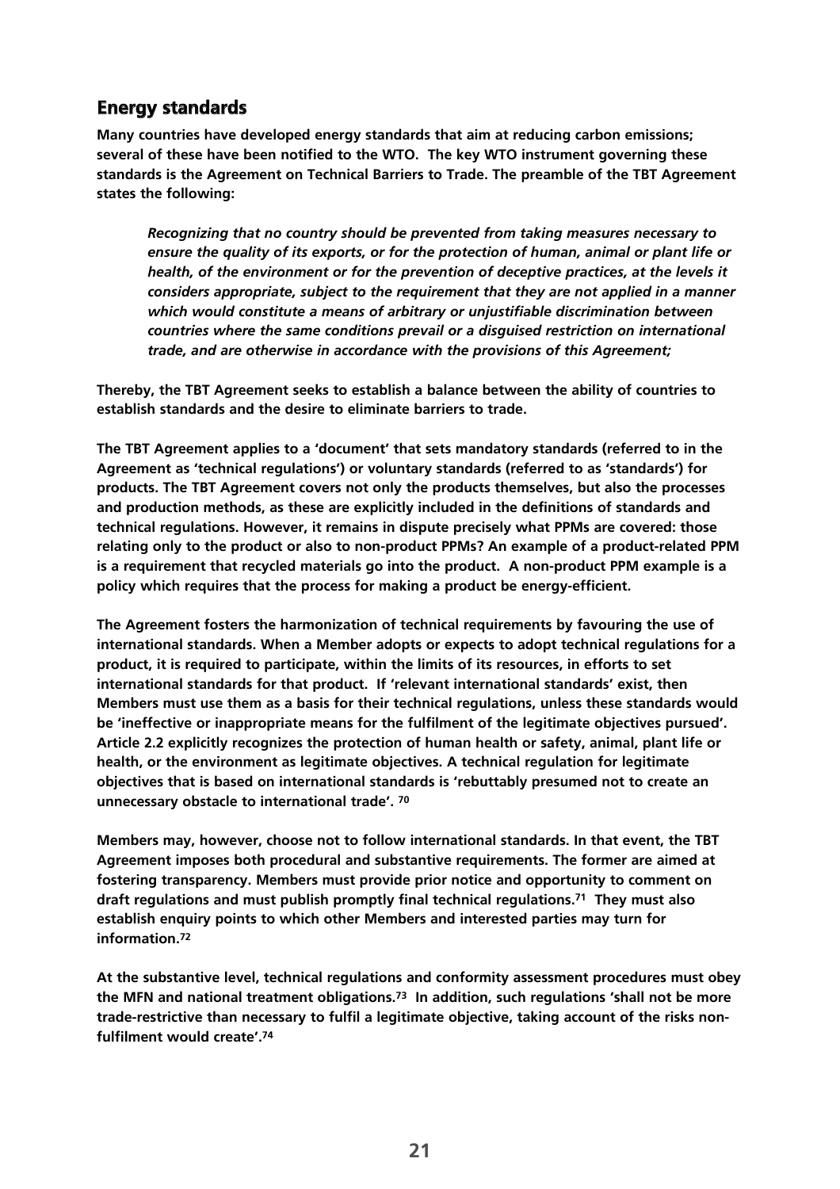## Energy standards

**Many countries have developed energy standards that aim at reducing carbon emissions; several of these have been notified to the WTO. The key WTO instrument governing these standards is the Agreement on Technical Barriers to Trade. The preamble of the TBT Agreement states the following:**

> ***Recognizing that no country should be prevented from taking measures necessary to ensure the quality of its exports, or for the protection of human, animal or plant life or health, of the environment or for the prevention of deceptive practices, at the levels it considers appropriate, subject to the requirement that they are not applied in a manner which would constitute a means of arbitrary or unjustifiable discrimination between countries where the same conditions prevail or a disguised restriction on international trade, and are otherwise in accordance with the provisions of this Agreement;***

**Thereby, the TBT Agreement seeks to establish a balance between the ability of countries to establish standards and the desire to eliminate barriers to trade.**

**The TBT Agreement applies to a 'document' that sets mandatory standards (referred to in the Agreement as 'technical regulations') or voluntary standards (referred to as 'standards') for products. The TBT Agreement covers not only the products themselves, but also the processes and production methods, as these are explicitly included in the definitions of standards and technical regulations. However, it remains in dispute precisely what PPMs are covered: those relating only to the product or also to non-product PPMs? An example of a product-related PPM is a requirement that recycled materials go into the product. A non-product PPM example is a policy which requires that the process for making a product be energy-efficient.**

**The Agreement fosters the harmonization of technical requirements by favouring the use of international standards. When a Member adopts or expects to adopt technical regulations for a product, it is required to participate, within the limits of its resources, in efforts to set international standards for that product. If 'relevant international standards' exist, then Members must use them as a basis for their technical regulations, unless these standards would be 'ineffective or inappropriate means for the fulfilment of the legitimate objectives pursued'. Article 2.2 explicitly recognizes the protection of human health or safety, animal, plant life or health, or the environment as legitimate objectives. A technical regulation for legitimate objectives that is based on international standards is 'rebuttably presumed not to create an unnecessary obstacle to international trade'. [70]**

**Members may, however, choose not to follow international standards. In that event, the TBT Agreement imposes both procedural and substantive requirements. The former are aimed at fostering transparency. Members must provide prior notice and opportunity to comment on draft regulations and must publish promptly final technical regulations.[71] They must also establish enquiry points to which other Members and interested parties may turn for information.[72]**

**At the substantive level, technical regulations and conformity assessment procedures must obey the MFN and national treatment obligations.[73] In addition, such regulations 'shall not be more trade-restrictive than necessary to fulfil a legitimate objective, taking account of the risks non-fulfilment would create'.[74]**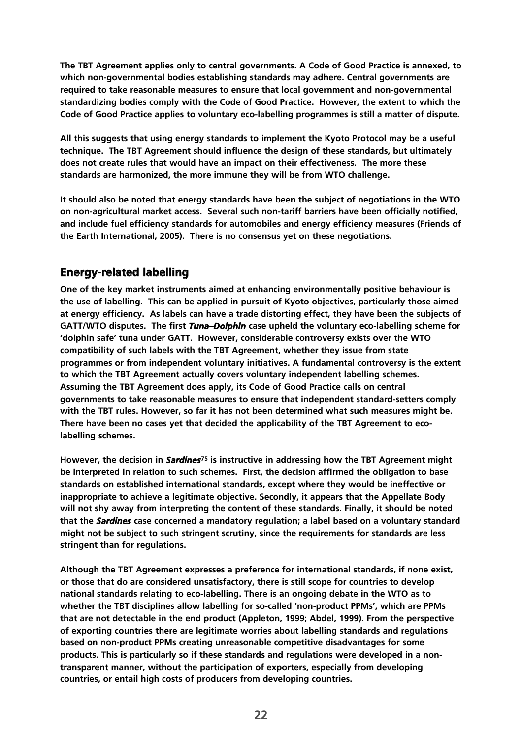The TBT Agreement applies only to central governments. A Code of Good Practice is annexed, to which non-governmental bodies establishing standards may adhere. Central governments are required to take reasonable measures to ensure that local government and non-governmental standardizing bodies comply with the Code of Good Practice. However, the extent to which the Code of Good Practice applies to voluntary eco-labelling programmes is still a matter of dispute.

All this suggests that using energy standards to implement the Kyoto Protocol may be a useful technique. The TBT Agreement should influence the design of these standards, but ultimately does not create rules that would have an impact on their effectiveness. The more these standards are harmonized, the more immune they will be from WTO challenge.

It should also be noted that energy standards have been the subject of negotiations in the WTO on non-agricultural market access. Several such non-tariff barriers have been officially notified, and include fuel efficiency standards for automobiles and energy efficiency measures (Friends of the Earth International, 2005). There is no consensus yet on these negotiations.

## Energy-related labelling

One of the key market instruments aimed at enhancing environmentally positive behaviour is the use of labelling. This can be applied in pursuit of Kyoto objectives, particularly those aimed at energy efficiency. As labels can have a trade distorting effect, they have been the subjects of GATT/WTO disputes. The first *Tuna–Dolphin* case upheld the voluntary eco-labelling scheme for 'dolphin safe' tuna under GATT. However, considerable controversy exists over the WTO compatibility of such labels with the TBT Agreement, whether they issue from state programmes or from independent voluntary initiatives. A fundamental controversy is the extent to which the TBT Agreement actually covers voluntary independent labelling schemes. Assuming the TBT Agreement does apply, its Code of Good Practice calls on central governments to take reasonable measures to ensure that independent standard-setters comply with the TBT rules. However, so far it has not been determined what such measures might be. There have been no cases yet that decided the applicability of the TBT Agreement to eco-labelling schemes.

However, the decision in *Sardines*[75] is instructive in addressing how the TBT Agreement might be interpreted in relation to such schemes. First, the decision affirmed the obligation to base standards on established international standards, except where they would be ineffective or inappropriate to achieve a legitimate objective. Secondly, it appears that the Appellate Body will not shy away from interpreting the content of these standards. Finally, it should be noted that the *Sardines* case concerned a mandatory regulation; a label based on a voluntary standard might not be subject to such stringent scrutiny, since the requirements for standards are less stringent than for regulations.

Although the TBT Agreement expresses a preference for international standards, if none exist, or those that do are considered unsatisfactory, there is still scope for countries to develop national standards relating to eco-labelling. There is an ongoing debate in the WTO as to whether the TBT disciplines allow labelling for so-called 'non-product PPMs', which are PPMs that are not detectable in the end product (Appleton, 1999; Abdel, 1999). From the perspective of exporting countries there are legitimate worries about labelling standards and regulations based on non-product PPMs creating unreasonable competitive disadvantages for some products. This is particularly so if these standards and regulations were developed in a non-transparent manner, without the participation of exporters, especially from developing countries, or entail high costs of producers from developing countries.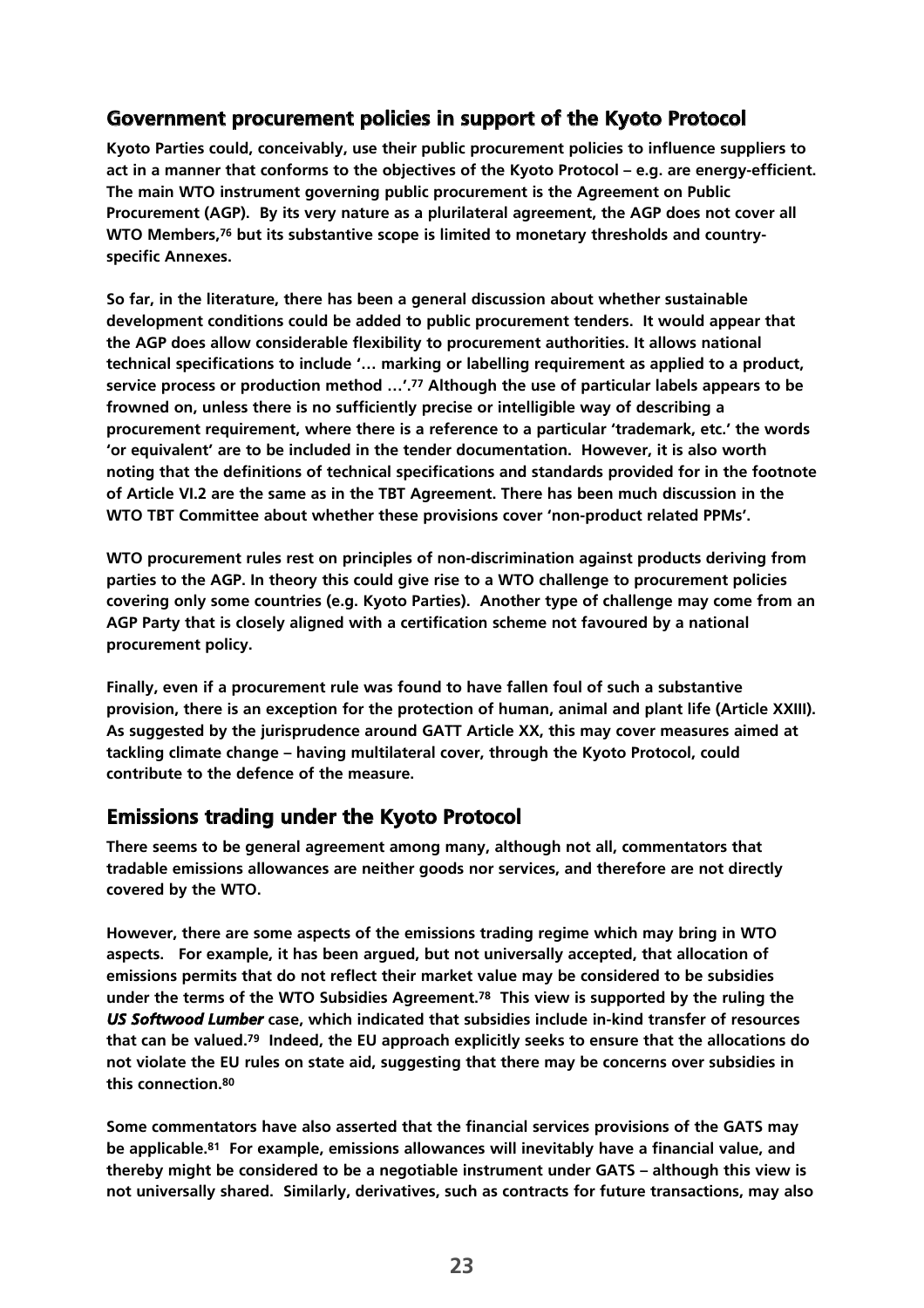## Government procurement policies in support of the Kyoto Protocol

**Kyoto Parties could, conceivably, use their public procurement policies to influence suppliers to act in a manner that conforms to the objectives of the Kyoto Protocol – e.g. are energy-efficient. The main WTO instrument governing public procurement is the Agreement on Public Procurement (AGP). By its very nature as a plurilateral agreement, the AGP does not cover all WTO Members,[76] but its substantive scope is limited to monetary thresholds and country-specific Annexes.**

**So far, in the literature, there has been a general discussion about whether sustainable development conditions could be added to public procurement tenders. It would appear that the AGP does allow considerable flexibility to procurement authorities. It allows national technical specifications to include '… marking or labelling requirement as applied to a product, service process or production method …'.[77] Although the use of particular labels appears to be frowned on, unless there is no sufficiently precise or intelligible way of describing a procurement requirement, where there is a reference to a particular 'trademark, etc.' the words 'or equivalent' are to be included in the tender documentation. However, it is also worth noting that the definitions of technical specifications and standards provided for in the footnote of Article VI.2 are the same as in the TBT Agreement. There has been much discussion in the WTO TBT Committee about whether these provisions cover 'non-product related PPMs'.**

**WTO procurement rules rest on principles of non-discrimination against products deriving from parties to the AGP. In theory this could give rise to a WTO challenge to procurement policies covering only some countries (e.g. Kyoto Parties). Another type of challenge may come from an AGP Party that is closely aligned with a certification scheme not favoured by a national procurement policy.**

**Finally, even if a procurement rule was found to have fallen foul of such a substantive provision, there is an exception for the protection of human, animal and plant life (Article XXIII). As suggested by the jurisprudence around GATT Article XX, this may cover measures aimed at tackling climate change – having multilateral cover, through the Kyoto Protocol, could contribute to the defence of the measure.**

## Emissions trading under the Kyoto Protocol

**There seems to be general agreement among many, although not all, commentators that tradable emissions allowances are neither goods nor services, and therefore are not directly covered by the WTO.**

**However, there are some aspects of the emissions trading regime which may bring in WTO aspects. For example, it has been argued, but not universally accepted, that allocation of emissions permits that do not reflect their market value may be considered to be subsidies under the terms of the WTO Subsidies Agreement.[78] This view is supported by the ruling the *US Softwood Lumber* case, which indicated that subsidies include in-kind transfer of resources that can be valued.[79] Indeed, the EU approach explicitly seeks to ensure that the allocations do not violate the EU rules on state aid, suggesting that there may be concerns over subsidies in this connection.[80]**

**Some commentators have also asserted that the financial services provisions of the GATS may be applicable.[81] For example, emissions allowances will inevitably have a financial value, and thereby might be considered to be a negotiable instrument under GATS – although this view is not universally shared. Similarly, derivatives, such as contracts for future transactions, may also**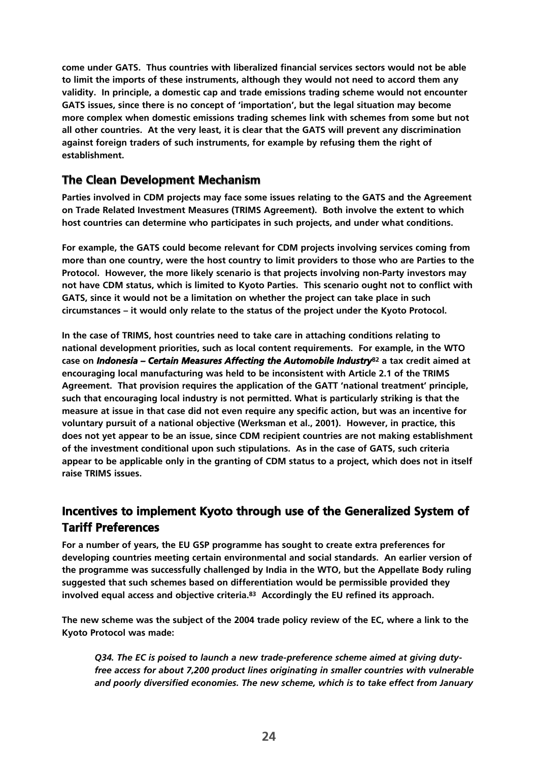**come under GATS. Thus countries with liberalized financial services sectors would not be able to limit the imports of these instruments, although they would not need to accord them any validity. In principle, a domestic cap and trade emissions trading scheme would not encounter GATS issues, since there is no concept of 'importation', but the legal situation may become more complex when domestic emissions trading schemes link with schemes from some but not all other countries. At the very least, it is clear that the GATS will prevent any discrimination against foreign traders of such instruments, for example by refusing them the right of establishment.**

## The Clean Development Mechanism

**Parties involved in CDM projects may face some issues relating to the GATS and the Agreement on Trade Related Investment Measures (TRIMS Agreement). Both involve the extent to which host countries can determine who participates in such projects, and under what conditions.**

**For example, the GATS could become relevant for CDM projects involving services coming from more than one country, were the host country to limit providers to those who are Parties to the Protocol. However, the more likely scenario is that projects involving non-Party investors may not have CDM status, which is limited to Kyoto Parties. This scenario ought not to conflict with GATS, since it would not be a limitation on whether the project can take place in such circumstances – it would only relate to the status of the project under the Kyoto Protocol.**

**In the case of TRIMS, host countries need to take care in attaching conditions relating to national development priorities, such as local content requirements. For example, in the WTO case on *Indonesia – Certain Measures Affecting the Automobile Industry*[82] a tax credit aimed at encouraging local manufacturing was held to be inconsistent with Article 2.1 of the TRIMS Agreement. That provision requires the application of the GATT 'national treatment' principle, such that encouraging local industry is not permitted. What is particularly striking is that the measure at issue in that case did not even require any specific action, but was an incentive for voluntary pursuit of a national objective (Werksman et al., 2001). However, in practice, this does not yet appear to be an issue, since CDM recipient countries are not making establishment of the investment conditional upon such stipulations. As in the case of GATS, such criteria appear to be applicable only in the granting of CDM status to a project, which does not in itself raise TRIMS issues.**

# Incentives to implement Kyoto through use of the Generalized System of Tariff Preferences

**For a number of years, the EU GSP programme has sought to create extra preferences for developing countries meeting certain environmental and social standards. An earlier version of the programme was successfully challenged by India in the WTO, but the Appellate Body ruling suggested that such schemes based on differentiation would be permissible provided they involved equal access and objective criteria.[83] Accordingly the EU refined its approach.**

**The new scheme was the subject of the 2004 trade policy review of the EC, where a link to the Kyoto Protocol was made:**

> ***Q34. The EC is poised to launch a new trade-preference scheme aimed at giving duty-free access for about 7,200 product lines originating in smaller countries with vulnerable and poorly diversified economies. The new scheme, which is to take effect from January***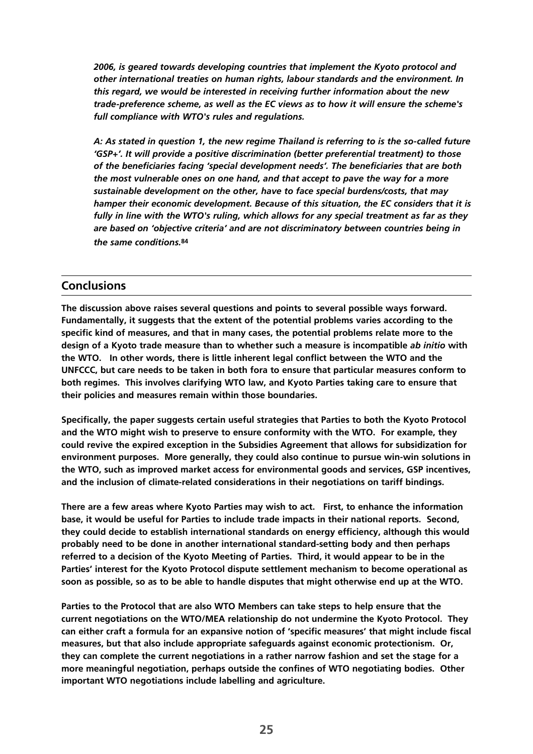*2006, is geared towards developing countries that implement the Kyoto protocol and other international treaties on human rights, labour standards and the environment. In this regard, we would be interested in receiving further information about the new trade-preference scheme, as well as the EC views as to how it will ensure the scheme's full compliance with WTO's rules and regulations.*

*A: As stated in question 1, the new regime Thailand is referring to is the so-called future 'GSP+'. It will provide a positive discrimination (better preferential treatment) to those of the beneficiaries facing 'special development needs'. The beneficiaries that are both the most vulnerable ones on one hand, and that accept to pave the way for a more sustainable development on the other, have to face special burdens/costs, that may hamper their economic development. Because of this situation, the EC considers that it is fully in line with the WTO's ruling, which allows for any special treatment as far as they are based on 'objective criteria' and are not discriminatory between countries being in the same conditions.*[84]

## Conclusions

**The discussion above raises several questions and points to several possible ways forward. Fundamentally, it suggests that the extent of the potential problems varies according to the specific kind of measures, and that in many cases, the potential problems relate more to the design of a Kyoto trade measure than to whether such a measure is incompatible *ab initio* with the WTO. In other words, there is little inherent legal conflict between the WTO and the UNFCCC, but care needs to be taken in both fora to ensure that particular measures conform to both regimes. This involves clarifying WTO law, and Kyoto Parties taking care to ensure that their policies and measures remain within those boundaries.**

**Specifically, the paper suggests certain useful strategies that Parties to both the Kyoto Protocol and the WTO might wish to preserve to ensure conformity with the WTO. For example, they could revive the expired exception in the Subsidies Agreement that allows for subsidization for environment purposes. More generally, they could also continue to pursue win-win solutions in the WTO, such as improved market access for environmental goods and services, GSP incentives, and the inclusion of climate-related considerations in their negotiations on tariff bindings.**

**There are a few areas where Kyoto Parties may wish to act. First, to enhance the information base, it would be useful for Parties to include trade impacts in their national reports. Second, they could decide to establish international standards on energy efficiency, although this would probably need to be done in another international standard-setting body and then perhaps referred to a decision of the Kyoto Meeting of Parties. Third, it would appear to be in the Parties' interest for the Kyoto Protocol dispute settlement mechanism to become operational as soon as possible, so as to be able to handle disputes that might otherwise end up at the WTO.**

**Parties to the Protocol that are also WTO Members can take steps to help ensure that the current negotiations on the WTO/MEA relationship do not undermine the Kyoto Protocol. They can either craft a formula for an expansive notion of 'specific measures' that might include fiscal measures, but that also include appropriate safeguards against economic protectionism. Or, they can complete the current negotiations in a rather narrow fashion and set the stage for a more meaningful negotiation, perhaps outside the confines of WTO negotiating bodies. Other important WTO negotiations include labelling and agriculture.**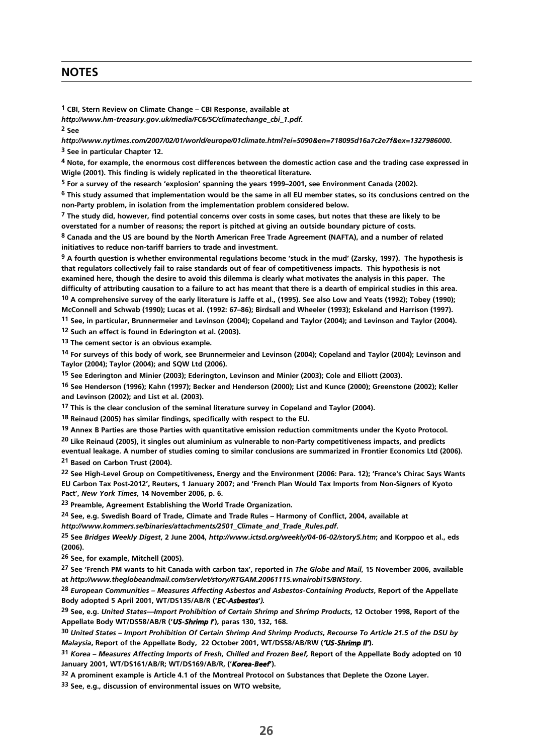## NOTES

[1] CBI, Stern Review on Climate Change – CBI Response, available at *http://www.hm-treasury.gov.uk/media/FC6/5C/climatechange_cbi_1.pdf.*

[2] See *http://www.nytimes.com/2007/02/01/world/europe/01climate.html?ei=5090&en=718095d16a7c2e7f&ex=1327986000*.

[3] See in particular Chapter 12.

[4] Note, for example, the enormous cost differences between the domestic action case and the trading case expressed in Wigle (2001). This finding is widely replicated in the theoretical literature.

[5] For a survey of the research 'explosion' spanning the years 1999–2001, see Environment Canada (2002).

[6] This study assumed that implementation would be the same in all EU member states, so its conclusions centred on the non-Party problem, in isolation from the implementation problem considered below.

[7] The study did, however, find potential concerns over costs in some cases, but notes that these are likely to be overstated for a number of reasons; the report is pitched at giving an outside boundary picture of costs.

[8] Canada and the US are bound by the North American Free Trade Agreement (NAFTA), and a number of related initiatives to reduce non-tariff barriers to trade and investment.

[9] A fourth question is whether environmental regulations become 'stuck in the mud' (Zarsky, 1997). The hypothesis is that regulators collectively fail to raise standards out of fear of competitiveness impacts. This hypothesis is not examined here, though the desire to avoid this dilemma is clearly what motivates the analysis in this paper. The difficulty of attributing causation to a failure to act has meant that there is a dearth of empirical studies in this area.

[10] A comprehensive survey of the early literature is Jaffe et al., (1995). See also Low and Yeats (1992); Tobey (1990); McConnell and Schwab (1990); Lucas et al. (1992: 67–86); Birdsall and Wheeler (1993); Eskeland and Harrison (1997).

[11] See, in particular, Brunnermeier and Levinson (2004); Copeland and Taylor (2004); and Levinson and Taylor (2004).

[12] Such an effect is found in Ederington et al. (2003).

[13] The cement sector is an obvious example.

[14] For surveys of this body of work, see Brunnermeier and Levinson (2004); Copeland and Taylor (2004); Levinson and Taylor (2004); Taylor (2004); and SQW Ltd (2006).

[15] See Ederington and Minier (2003); Ederington, Levinson and Minier (2003); Cole and Elliott (2003).

[16] See Henderson (1996); Kahn (1997); Becker and Henderson (2000); List and Kunce (2000); Greenstone (2002); Keller and Levinson (2002); and List et al. (2003).

[17] This is the clear conclusion of the seminal literature survey in Copeland and Taylor (2004).

[18] Reinaud (2005) has similar findings, specifically with respect to the EU.

[19] Annex B Parties are those Parties with quantitative emission reduction commitments under the Kyoto Protocol.

[20] Like Reinaud (2005), it singles out aluminium as vulnerable to non-Party competitiveness impacts, and predicts eventual leakage. A number of studies coming to similar conclusions are summarized in Frontier Economics Ltd (2006).

[21] Based on Carbon Trust (2004).

[22] See High-Level Group on Competitiveness, Energy and the Environment (2006: Para. 12); 'France's Chirac Says Wants EU Carbon Tax Post-2012', Reuters, 1 January 2007; and 'French Plan Would Tax Imports from Non-Signers of Kyoto Pact', *New York Times*, 14 November 2006, p. 6.

[23] Preamble, Agreement Establishing the World Trade Organization.

[24] See, e.g. Swedish Board of Trade, Climate and Trade Rules – Harmony of Conflict, 2004, available at *http://www.kommers.se/binaries/attachments/2501_Climate_and_Trade_Rules.pdf*.

[25] See *Bridges Weekly Digest*, 2 June 2004, *http://www.ictsd.org/weekly/04-06-02/story5.htm*; and Korppoo et al., eds (2006).

[26] See, for example, Mitchell (2005).

[27] See 'French PM wants to hit Canada with carbon tax', reported in *The Globe and Mail*, 15 November 2006, available at *http://www.theglobeandmail.com/servlet/story/RTGAM.20061115.wnairobi15/BNStory*.

[28] *European Communities – Measures Affecting Asbestos and Asbestos-Containing Products*, Report of the Appellate Body adopted 5 April 2001, WT/DS135/AB/R ('*EC-Asbestos*').

[29] See, e.g. *United States—Import Prohibition of Certain Shrimp and Shrimp Products*, 12 October 1998, Report of the Appellate Body WT/DS58/AB/R ('*US-Shrimp I*'), paras 130, 132, 168.

[30] *United States – Import Prohibition Of Certain Shrimp And Shrimp Products, Recourse To Article 21.5 of the DSU by Malaysia*, Report of the Appellate Body, 22 October 2001, WT/DS58/AB/RW ('*US-Shrimp II*').

[31] *Korea – Measures Affecting Imports of Fresh, Chilled and Frozen Beef*, Report of the Appellate Body adopted on 10 January 2001, WT/DS161/AB/R; WT/DS169/AB/R, ('*Korea-Beef*').

[32] A prominent example is Article 4.1 of the Montreal Protocol on Substances that Deplete the Ozone Layer.

[33] See, e.g., discussion of environmental issues on WTO website,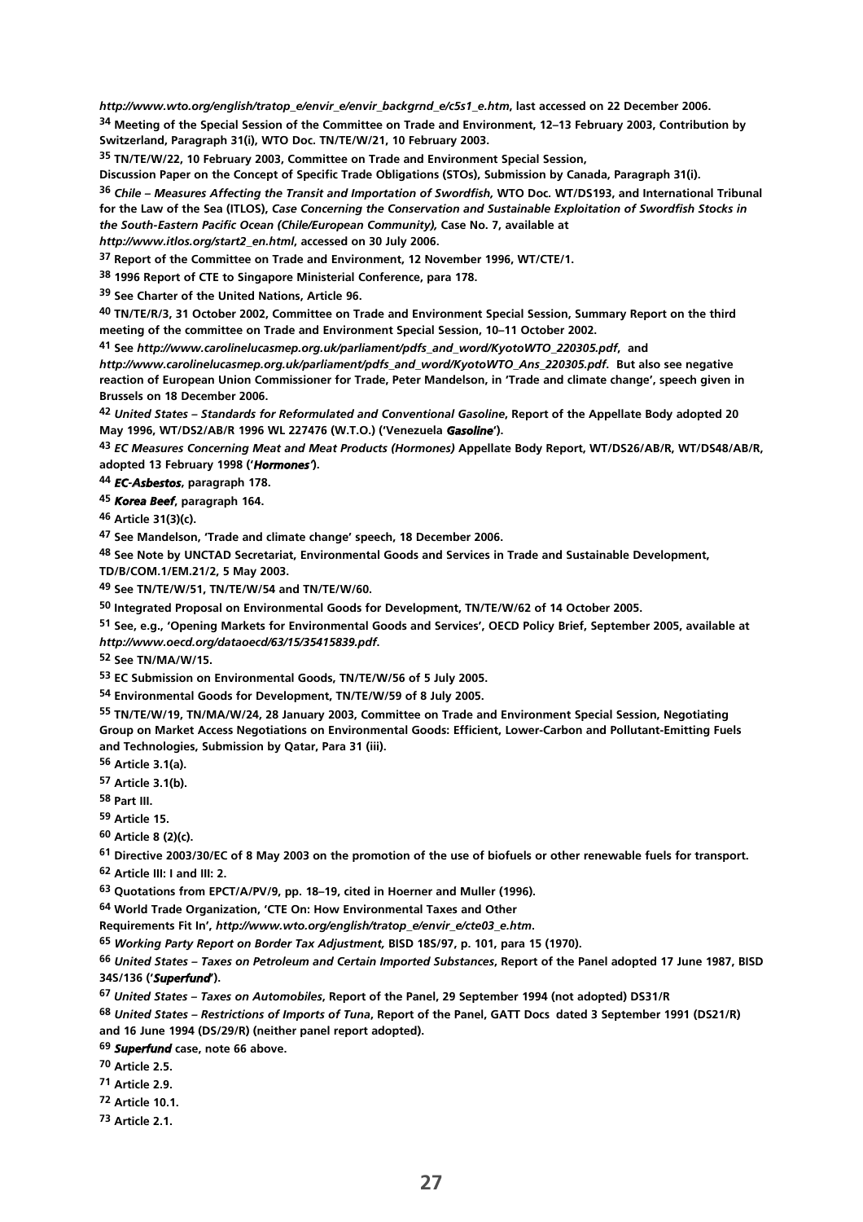*http://www.wto.org/english/tratop_e/envir_e/envir_backgrnd_e/c5s1_e.htm*, last accessed on 22 December 2006.

[34] Meeting of the Special Session of the Committee on Trade and Environment, 12–13 February 2003, Contribution by Switzerland, Paragraph 31(i), WTO Doc. TN/TE/W/21, 10 February 2003.

[35] TN/TE/W/22, 10 February 2003, Committee on Trade and Environment Special Session, Discussion Paper on the Concept of Specific Trade Obligations (STOs), Submission by Canada, Paragraph 31(i).

[36] *Chile – Measures Affecting the Transit and Importation of Swordfish,* WTO Doc. WT/DS193, and International Tribunal for the Law of the Sea (ITLOS), *Case Concerning the Conservation and Sustainable Exploitation of Swordfish Stocks in the South-Eastern Pacific Ocean (Chile/European Community),* Case No. 7, available at *http://www.itlos.org/start2_en.html*, accessed on 30 July 2006.

[37] Report of the Committee on Trade and Environment, 12 November 1996, WT/CTE/1.

[38] 1996 Report of CTE to Singapore Ministerial Conference, para 178.

[39] See Charter of the United Nations, Article 96.

[40] TN/TE/R/3, 31 October 2002, Committee on Trade and Environment Special Session, Summary Report on the third meeting of the committee on Trade and Environment Special Session, 10–11 October 2002.

[41] See *http://www.carolinelucasmep.org.uk/parliament/pdfs_and_word/KyotoWTO_220305.pdf*, and *http://www.carolinelucasmep.org.uk/parliament/pdfs_and_word/KyotoWTO_Ans_220305.pdf*. But also see negative reaction of European Union Commissioner for Trade, Peter Mandelson, in 'Trade and climate change', speech given in Brussels on 18 December 2006.

[42] *United States – Standards for Reformulated and Conventional Gasoline*, Report of the Appellate Body adopted 20 May 1996, WT/DS2/AB/R 1996 WL 227476 (W.T.O.) ('Venezuela *Gasoline*').

[43] *EC Measures Concerning Meat and Meat Products (Hormones)* Appellate Body Report, WT/DS26/AB/R, WT/DS48/AB/R, adopted 13 February 1998 ('*Hormones'*).

[44] *EC-Asbestos*, paragraph 178.

[45] *Korea Beef*, paragraph 164.

[46] Article 31(3)(c).

[47] See Mandelson, 'Trade and climate change' speech, 18 December 2006.

[48] See Note by UNCTAD Secretariat, Environmental Goods and Services in Trade and Sustainable Development, TD/B/COM.1/EM.21/2, 5 May 2003.

[49] See TN/TE/W/51, TN/TE/W/54 and TN/TE/W/60.

[50] Integrated Proposal on Environmental Goods for Development, TN/TE/W/62 of 14 October 2005.

[51] See, e.g., 'Opening Markets for Environmental Goods and Services', OECD Policy Brief, September 2005, available at *http://www.oecd.org/dataoecd/63/15/35415839.pdf*.

[52] See TN/MA/W/15.

[53] EC Submission on Environmental Goods, TN/TE/W/56 of 5 July 2005.

[54] Environmental Goods for Development, TN/TE/W/59 of 8 July 2005.

[55] TN/TE/W/19, TN/MA/W/24, 28 January 2003, Committee on Trade and Environment Special Session, Negotiating Group on Market Access Negotiations on Environmental Goods: Efficient, Lower-Carbon and Pollutant-Emitting Fuels and Technologies, Submission by Qatar, Para 31 (iii).

[56] Article 3.1(a).

[57] Article 3.1(b).

[58] Part III.

[59] Article 15.

[60] Article 8 (2)(c).

[61] Directive 2003/30/EC of 8 May 2003 on the promotion of the use of biofuels or other renewable fuels for transport.

[62] Article III: I and III: 2.

[63] Quotations from EPCT/A/PV/9, pp. 18–19, cited in Hoerner and Muller (1996).

[64] World Trade Organization, 'CTE On: How Environmental Taxes and Other Requirements Fit In', *http://www.wto.org/english/tratop_e/envir_e/cte03_e.htm*.

[65] *Working Party Report on Border Tax Adjustment,* BISD 18S/97, p. 101, para 15 (1970).

[66] *United States – Taxes on Petroleum and Certain Imported Substances*, Report of the Panel adopted 17 June 1987, BISD 34S/136 ('*Superfund*').

[67] *United States – Taxes on Automobiles*, Report of the Panel, 29 September 1994 (not adopted) DS31/R

[68] *United States – Restrictions of Imports of Tuna*, Report of the Panel, GATT Docs dated 3 September 1991 (DS21/R) and 16 June 1994 (DS/29/R) (neither panel report adopted).

[69] *Superfund* case, note 66 above.

[70] Article 2.5.

[71] Article 2.9.

[72] Article 10.1.

[73] Article 2.1.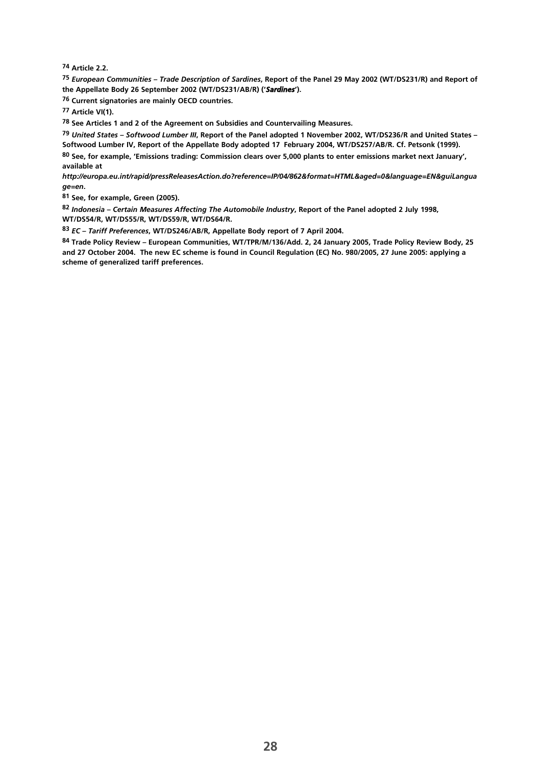[74] Article 2.2.

[75] *European Communities – Trade Description of Sardines*, Report of the Panel 29 May 2002 (WT/DS231/R) and Report of the Appellate Body 26 September 2002 (WT/DS231/AB/R) ('*Sardines*').

[76] Current signatories are mainly OECD countries.

[77] Article VI(1).

[78] See Articles 1 and 2 of the Agreement on Subsidies and Countervailing Measures.

[79] *United States – Softwood Lumber III*, Report of the Panel adopted 1 November 2002, WT/DS236/R and United States – Softwood Lumber IV, Report of the Appellate Body adopted 17 February 2004, WT/DS257/AB/R. Cf. Petsonk (1999).

[80] See, for example, 'Emissions trading: Commission clears over 5,000 plants to enter emissions market next January', available at *http://europa.eu.int/rapid/pressReleasesAction.do?reference=IP/04/862&format=HTML&aged=0&language=EN&guiLanguage=en*.

[81] See, for example, Green (2005).

[82] *Indonesia – Certain Measures Affecting The Automobile Industry*, Report of the Panel adopted 2 July 1998, WT/DS54/R, WT/DS55/R, WT/DS59/R, WT/DS64/R.

[83] *EC – Tariff Preferences*, WT/DS246/AB/R, Appellate Body report of 7 April 2004.

[84] Trade Policy Review – European Communities, WT/TPR/M/136/Add. 2, 24 January 2005, Trade Policy Review Body, 25 and 27 October 2004. The new EC scheme is found in Council Regulation (EC) No. 980/2005, 27 June 2005: applying a scheme of generalized tariff preferences.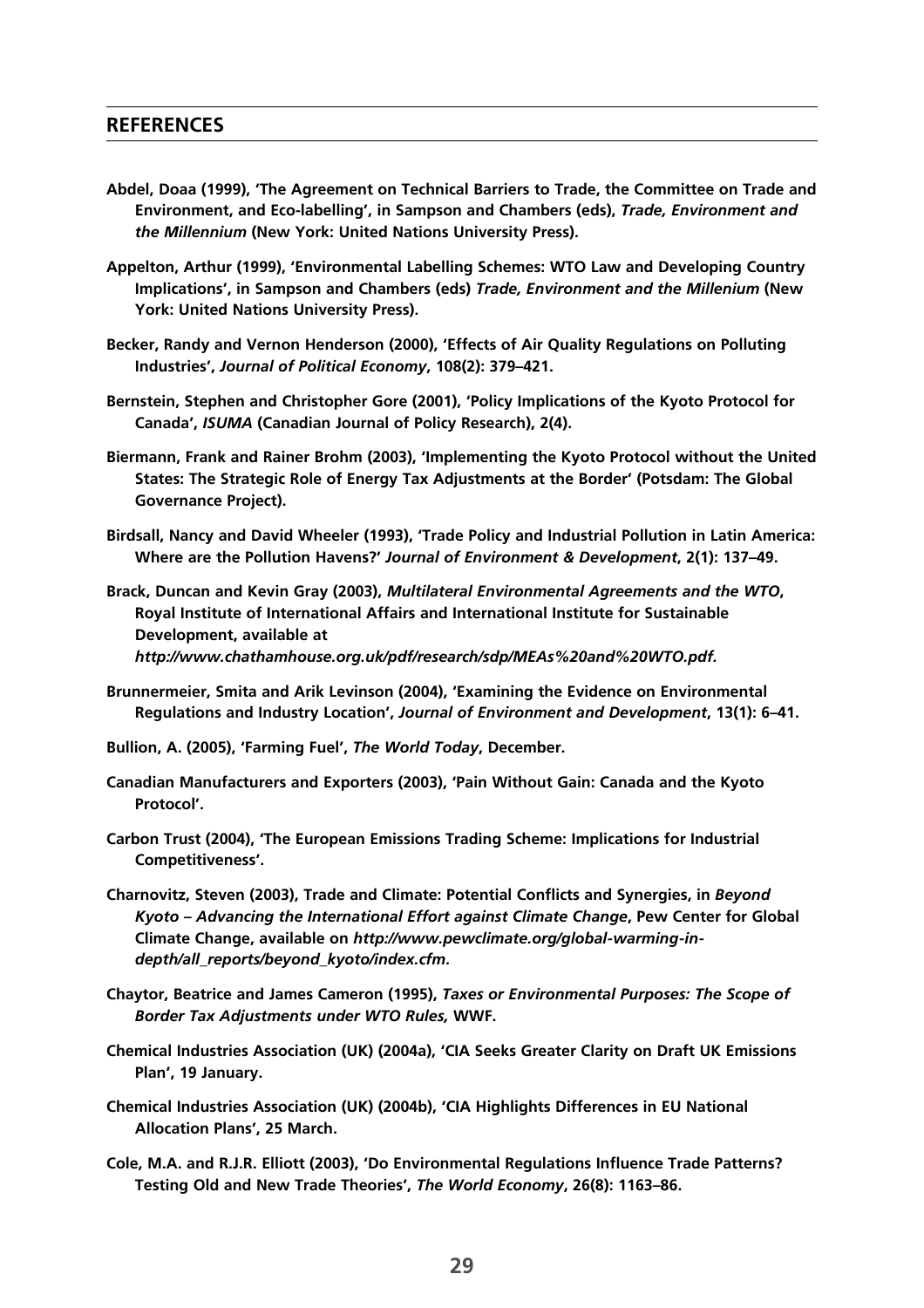## REFERENCES

Abdel, Doaa (1999), 'The Agreement on Technical Barriers to Trade, the Committee on Trade and Environment, and Eco-labelling', in Sampson and Chambers (eds), *Trade, Environment and the Millennium* (New York: United Nations University Press).

Appelton, Arthur (1999), 'Environmental Labelling Schemes: WTO Law and Developing Country Implications', in Sampson and Chambers (eds) *Trade, Environment and the Millenium* (New York: United Nations University Press).

Becker, Randy and Vernon Henderson (2000), 'Effects of Air Quality Regulations on Polluting Industries', *Journal of Political Economy*, 108(2): 379–421.

Bernstein, Stephen and Christopher Gore (2001), 'Policy Implications of the Kyoto Protocol for Canada', *ISUMA* (Canadian Journal of Policy Research), 2(4).

Biermann, Frank and Rainer Brohm (2003), 'Implementing the Kyoto Protocol without the United States: The Strategic Role of Energy Tax Adjustments at the Border' (Potsdam: The Global Governance Project).

Birdsall, Nancy and David Wheeler (1993), 'Trade Policy and Industrial Pollution in Latin America: Where are the Pollution Havens?' *Journal of Environment & Development*, 2(1): 137–49.

Brack, Duncan and Kevin Gray (2003), *Multilateral Environmental Agreements and the WTO*, Royal Institute of International Affairs and International Institute for Sustainable Development, available at *http://www.chathamhouse.org.uk/pdf/research/sdp/MEAs%20and%20WTO.pdf.*

Brunnermeier, Smita and Arik Levinson (2004), 'Examining the Evidence on Environmental Regulations and Industry Location', *Journal of Environment and Development*, 13(1): 6–41.

Bullion, A. (2005), 'Farming Fuel', *The World Today*, December.

Canadian Manufacturers and Exporters (2003), 'Pain Without Gain: Canada and the Kyoto Protocol'.

Carbon Trust (2004), 'The European Emissions Trading Scheme: Implications for Industrial Competitiveness'.

Charnovitz, Steven (2003), Trade and Climate: Potential Conflicts and Synergies, in *Beyond Kyoto – Advancing the International Effort against Climate Change*, Pew Center for Global Climate Change, available on *http://www.pewclimate.org/global-warming-in-depth/all_reports/beyond_kyoto/index.cfm*.

Chaytor, Beatrice and James Cameron (1995), *Taxes or Environmental Purposes: The Scope of Border Tax Adjustments under WTO Rules,* WWF.

Chemical Industries Association (UK) (2004a), 'CIA Seeks Greater Clarity on Draft UK Emissions Plan', 19 January.

Chemical Industries Association (UK) (2004b), 'CIA Highlights Differences in EU National Allocation Plans', 25 March.

Cole, M.A. and R.J.R. Elliott (2003), 'Do Environmental Regulations Influence Trade Patterns? Testing Old and New Trade Theories', *The World Economy*, 26(8): 1163–86.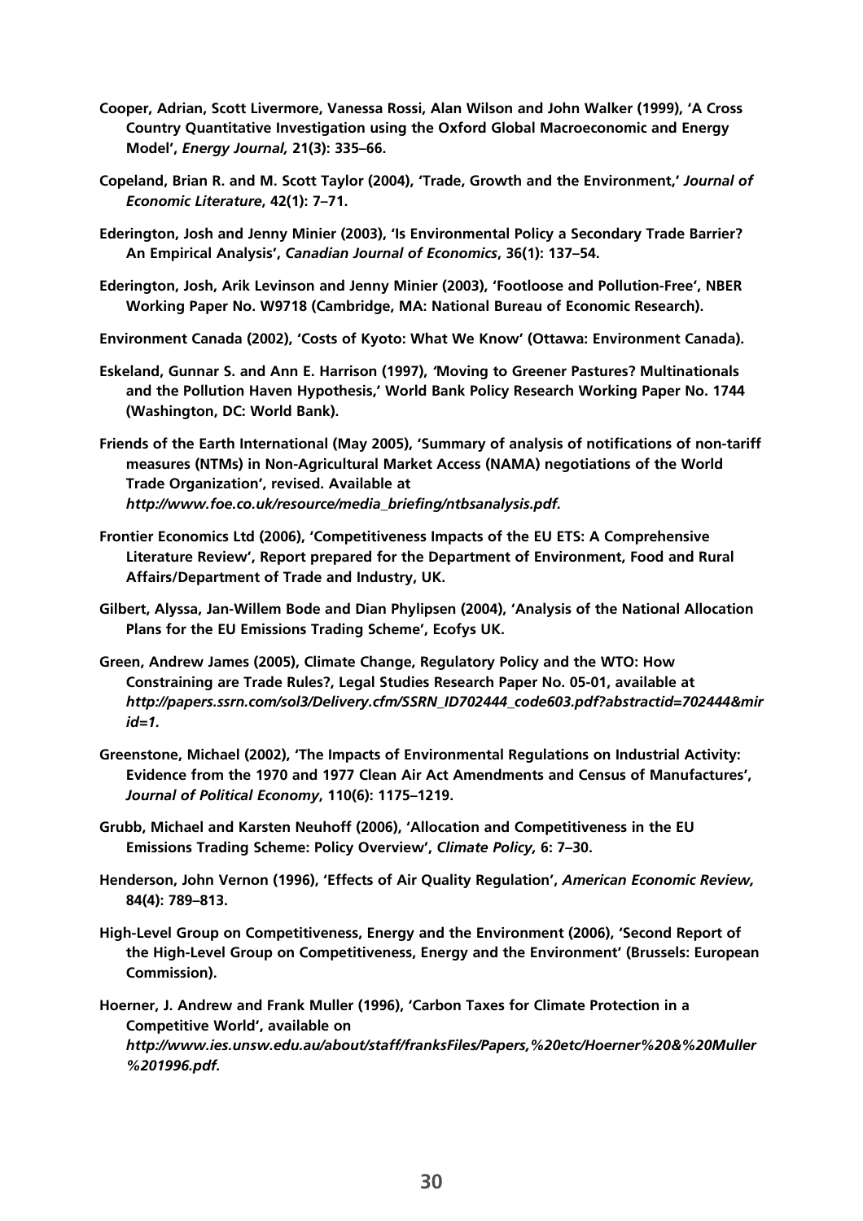**Cooper, Adrian, Scott Livermore, Vanessa Rossi, Alan Wilson and John Walker (1999), 'A Cross Country Quantitative Investigation using the Oxford Global Macroeconomic and Energy Model',** ***Energy Journal,*** **21(3): 335–66.**

**Copeland, Brian R. and M. Scott Taylor (2004), 'Trade, Growth and the Environment,'** ***Journal of Economic Literature*****, 42(1): 7–71.**

**Ederington, Josh and Jenny Minier (2003), 'Is Environmental Policy a Secondary Trade Barrier? An Empirical Analysis',** ***Canadian Journal of Economics*****, 36(1): 137–54.**

**Ederington, Josh, Arik Levinson and Jenny Minier (2003), 'Footloose and Pollution-Free', NBER Working Paper No. W9718 (Cambridge, MA: National Bureau of Economic Research).**

**Environment Canada (2002), 'Costs of Kyoto: What We Know' (Ottawa: Environment Canada).**

**Eskeland, Gunnar S. and Ann E. Harrison (1997), 'Moving to Greener Pastures? Multinationals and the Pollution Haven Hypothesis,' World Bank Policy Research Working Paper No. 1744 (Washington, DC: World Bank).**

**Friends of the Earth International (May 2005), 'Summary of analysis of notifications of non-tariff measures (NTMs) in Non-Agricultural Market Access (NAMA) negotiations of the World Trade Organization', revised. Available at** ***http://www.foe.co.uk/resource/media_briefing/ntbsanalysis.pdf.***

**Frontier Economics Ltd (2006), 'Competitiveness Impacts of the EU ETS: A Comprehensive Literature Review', Report prepared for the Department of Environment, Food and Rural Affairs/Department of Trade and Industry, UK.**

**Gilbert, Alyssa, Jan-Willem Bode and Dian Phylipsen (2004), 'Analysis of the National Allocation Plans for the EU Emissions Trading Scheme', Ecofys UK.**

**Green, Andrew James (2005), Climate Change, Regulatory Policy and the WTO: How Constraining are Trade Rules?, Legal Studies Research Paper No. 05-01, available at** ***http://papers.ssrn.com/sol3/Delivery.cfm/SSRN_ID702444_code603.pdf?abstractid=702444&mirid=1.***

**Greenstone, Michael (2002), 'The Impacts of Environmental Regulations on Industrial Activity: Evidence from the 1970 and 1977 Clean Air Act Amendments and Census of Manufactures',** ***Journal of Political Economy*****, 110(6): 1175–1219.**

**Grubb, Michael and Karsten Neuhoff (2006), 'Allocation and Competitiveness in the EU Emissions Trading Scheme: Policy Overview',** ***Climate Policy,*** **6: 7–30.**

**Henderson, John Vernon (1996), 'Effects of Air Quality Regulation',** ***American Economic Review,*** **84(4): 789–813.**

**High-Level Group on Competitiveness, Energy and the Environment (2006), 'Second Report of the High-Level Group on Competitiveness, Energy and the Environment' (Brussels: European Commission).**

**Hoerner, J. Andrew and Frank Muller (1996), 'Carbon Taxes for Climate Protection in a Competitive World', available on** ***http://www.ies.unsw.edu.au/about/staff/franksFiles/Papers,%20etc/Hoerner%20&%20Muller%201996.pdf.***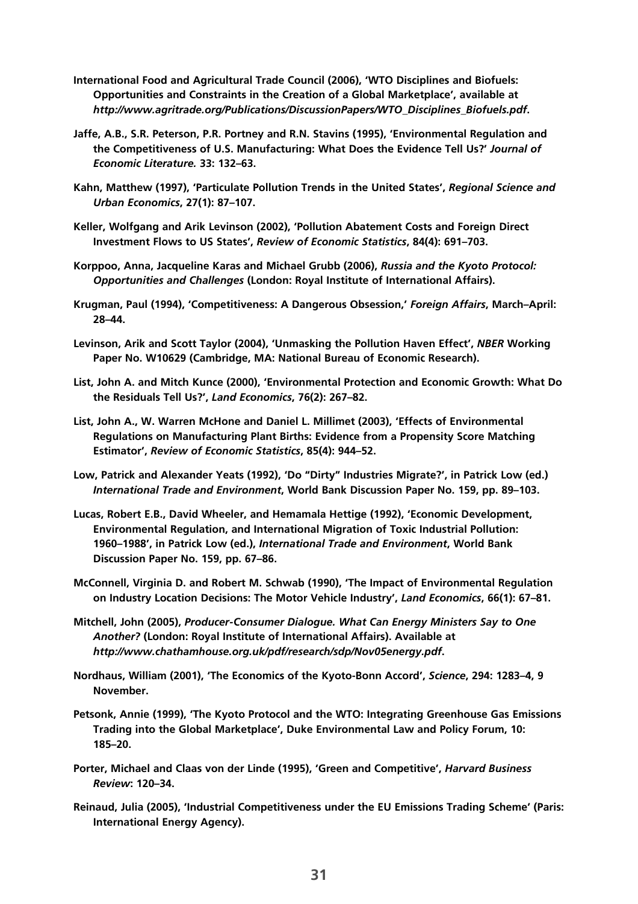**International Food and Agricultural Trade Council (2006), 'WTO Disciplines and Biofuels: Opportunities and Constraints in the Creation of a Global Marketplace', available at *http://www.agritrade.org/Publications/DiscussionPapers/WTO_Disciplines_Biofuels.pdf*.**

**Jaffe, A.B., S.R. Peterson, P.R. Portney and R.N. Stavins (1995), 'Environmental Regulation and the Competitiveness of U.S. Manufacturing: What Does the Evidence Tell Us?' *Journal of Economic Literature.* 33: 132–63.**

**Kahn, Matthew (1997), 'Particulate Pollution Trends in the United States', *Regional Science and Urban Economics*, 27(1): 87–107.**

**Keller, Wolfgang and Arik Levinson (2002), 'Pollution Abatement Costs and Foreign Direct Investment Flows to US States', *Review of Economic Statistics*, 84(4): 691–703.**

**Korppoo, Anna, Jacqueline Karas and Michael Grubb (2006), *Russia and the Kyoto Protocol: Opportunities and Challenges* (London: Royal Institute of International Affairs).**

**Krugman, Paul (1994), 'Competitiveness: A Dangerous Obsession,' *Foreign Affairs*, March–April: 28–44.**

**Levinson, Arik and Scott Taylor (2004), 'Unmasking the Pollution Haven Effect', *NBER* Working Paper No. W10629 (Cambridge, MA: National Bureau of Economic Research).**

**List, John A. and Mitch Kunce (2000), 'Environmental Protection and Economic Growth: What Do the Residuals Tell Us?', *Land Economics*, 76(2): 267–82.**

**List, John A., W. Warren McHone and Daniel L. Millimet (2003), 'Effects of Environmental Regulations on Manufacturing Plant Births: Evidence from a Propensity Score Matching Estimator', *Review of Economic Statistics*, 85(4): 944–52.**

**Low, Patrick and Alexander Yeats (1992), 'Do "Dirty" Industries Migrate?', in Patrick Low (ed.) *International Trade and Environment*, World Bank Discussion Paper No. 159, pp. 89–103.**

**Lucas, Robert E.B., David Wheeler, and Hemamala Hettige (1992), 'Economic Development, Environmental Regulation, and International Migration of Toxic Industrial Pollution: 1960–1988', in Patrick Low (ed.), *International Trade and Environment*, World Bank Discussion Paper No. 159, pp. 67–86.**

**McConnell, Virginia D. and Robert M. Schwab (1990), 'The Impact of Environmental Regulation on Industry Location Decisions: The Motor Vehicle Industry', *Land Economics*, 66(1): 67–81.**

**Mitchell, John (2005), *Producer-Consumer Dialogue. What Can Energy Ministers Say to One Another?* (London: Royal Institute of International Affairs). Available at *http://www.chathamhouse.org.uk/pdf/research/sdp/Nov05energy.pdf*.**

**Nordhaus, William (2001), 'The Economics of the Kyoto-Bonn Accord', *Science*, 294: 1283–4, 9 November.**

**Petsonk, Annie (1999), 'The Kyoto Protocol and the WTO: Integrating Greenhouse Gas Emissions Trading into the Global Marketplace', Duke Environmental Law and Policy Forum, 10: 185–20.**

**Porter, Michael and Claas von der Linde (1995), 'Green and Competitive', *Harvard Business Review*: 120–34.**

**Reinaud, Julia (2005), 'Industrial Competitiveness under the EU Emissions Trading Scheme' (Paris: International Energy Agency).**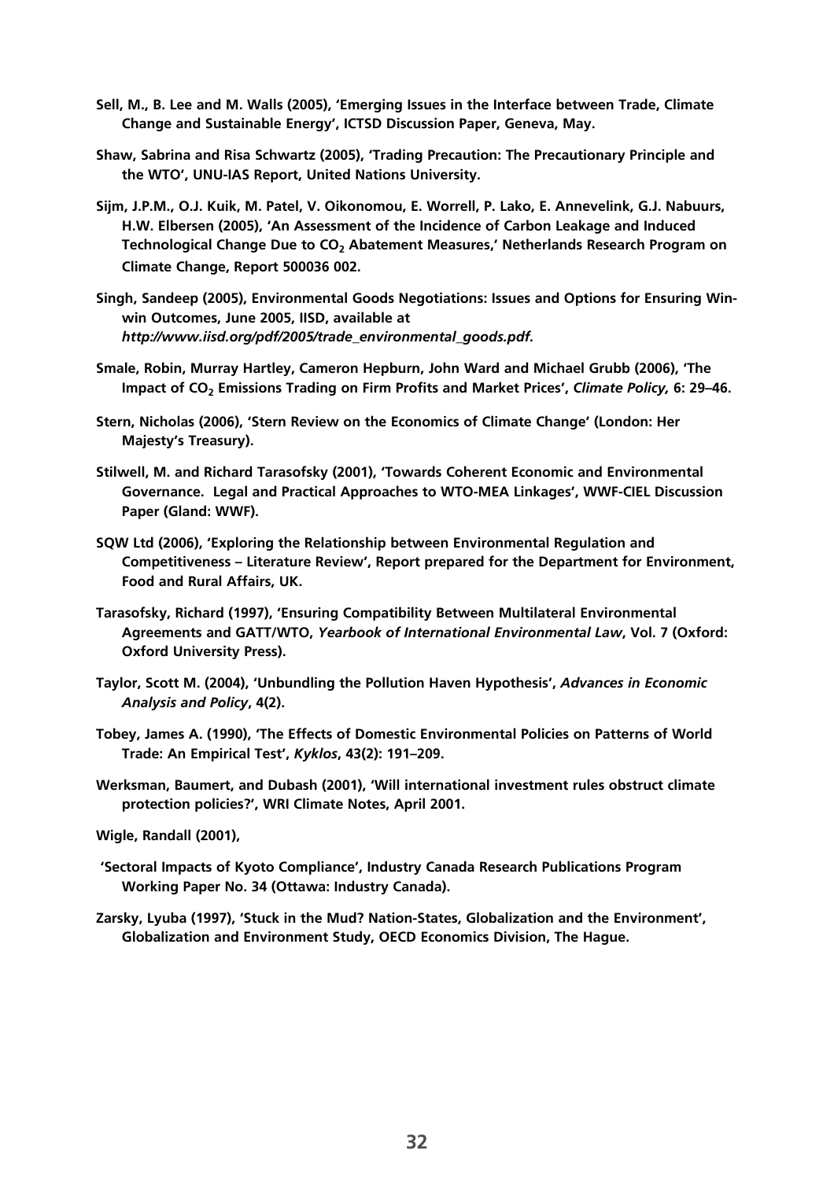**Sell, M., B. Lee and M. Walls (2005), 'Emerging Issues in the Interface between Trade, Climate Change and Sustainable Energy', ICTSD Discussion Paper, Geneva, May.**

**Shaw, Sabrina and Risa Schwartz (2005), 'Trading Precaution: The Precautionary Principle and the WTO', UNU-IAS Report, United Nations University.**

**Sijm, J.P.M., O.J. Kuik, M. Patel, V. Oikonomou, E. Worrell, P. Lako, E. Annevelink, G.J. Nabuurs, H.W. Elbersen (2005), 'An Assessment of the Incidence of Carbon Leakage and Induced Technological Change Due to $CO_2$ Abatement Measures,' Netherlands Research Program on Climate Change, Report 500036 002.**

**Singh, Sandeep (2005), Environmental Goods Negotiations: Issues and Options for Ensuring Win-win Outcomes, June 2005, IISD, available at *http://www.iisd.org/pdf/2005/trade_environmental_goods.pdf.***

**Smale, Robin, Murray Hartley, Cameron Hepburn, John Ward and Michael Grubb (2006), 'The Impact of $CO_2$ Emissions Trading on Firm Profits and Market Prices', *Climate Policy,* 6: 29–46.**

**Stern, Nicholas (2006), 'Stern Review on the Economics of Climate Change' (London: Her Majesty's Treasury).**

**Stilwell, M. and Richard Tarasofsky (2001), 'Towards Coherent Economic and Environmental Governance. Legal and Practical Approaches to WTO-MEA Linkages', WWF-CIEL Discussion Paper (Gland: WWF).**

**SQW Ltd (2006), 'Exploring the Relationship between Environmental Regulation and Competitiveness – Literature Review', Report prepared for the Department for Environment, Food and Rural Affairs, UK.**

**Tarasofsky, Richard (1997), 'Ensuring Compatibility Between Multilateral Environmental Agreements and GATT/WTO, *Yearbook of International Environmental Law*, Vol. 7 (Oxford: Oxford University Press).**

**Taylor, Scott M. (2004), 'Unbundling the Pollution Haven Hypothesis', *Advances in Economic Analysis and Policy*, 4(2).**

**Tobey, James A. (1990), 'The Effects of Domestic Environmental Policies on Patterns of World Trade: An Empirical Test', *Kyklos*, 43(2): 191–209.**

**Werksman, Baumert, and Dubash (2001), 'Will international investment rules obstruct climate protection policies?', WRI Climate Notes, April 2001.**

**Wigle, Randall (2001),**

**'Sectoral Impacts of Kyoto Compliance', Industry Canada Research Publications Program Working Paper No. 34 (Ottawa: Industry Canada).**

**Zarsky, Lyuba (1997), 'Stuck in the Mud? Nation-States, Globalization and the Environment', Globalization and Environment Study, OECD Economics Division, The Hague.**